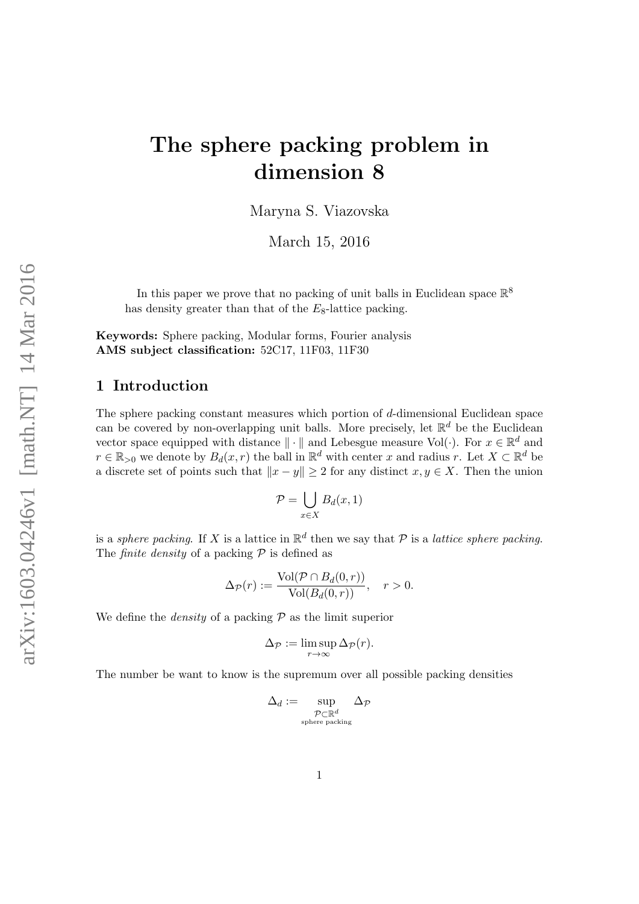# The sphere packing problem in dimension 8

Maryna S. Viazovska

March 15, 2016

In this paper we prove that no packing of unit balls in Euclidean space $\mathbb{R}^8$ has density greater than that of the $E_8$-lattice packing.

**Keywords:** Sphere packing, Modular forms, Fourier analysis
**AMS subject classification:** 52C17, 11F03, 11F30

## 1 Introduction

The sphere packing constant measures which portion of $d$-dimensional Euclidean space can be covered by non-overlapping unit balls. More precisely, let $\mathbb{R}^d$ be the Euclidean vector space equipped with distance $\|\cdot\|$ and Lebesgue measure $\mathrm{Vol}(\cdot)$. For $x \in \mathbb{R}^d$ and $r \in \mathbb{R}_{>0}$ we denote by $B_d(x, r)$ the ball in $\mathbb{R}^d$ with center $x$ and radius $r$. Let $X \subset \mathbb{R}^d$ be a discrete set of points such that $\|x - y\| \geq 2$ for any distinct $x, y \in X$. Then the union

$$\mathcal{P} = \bigcup_{x \in X} B_d(x, 1)$$

is a *sphere packing*. If $X$ is a lattice in $\mathbb{R}^d$ then we say that $\mathcal{P}$ is a *lattice sphere packing*. The *finite density* of a packing $\mathcal{P}$ is defined as

$$\Delta_{\mathcal{P}}(r) := \frac{\mathrm{Vol}(\mathcal{P} \cap B_d(0, r))}{\mathrm{Vol}(B_d(0, r))}, \quad r > 0.$$

We define the *density* of a packing $\mathcal{P}$ as the limit superior

$$\Delta_{\mathcal{P}} := \limsup_{r \to \infty} \Delta_{\mathcal{P}}(r).$$

The number be want to know is the supremum over all possible packing densities

$$\Delta_d := \sup_{\substack{\mathcal{P} \subset \mathbb{R}^d \\ \text{sphere packing}}} \Delta_{\mathcal{P}}$$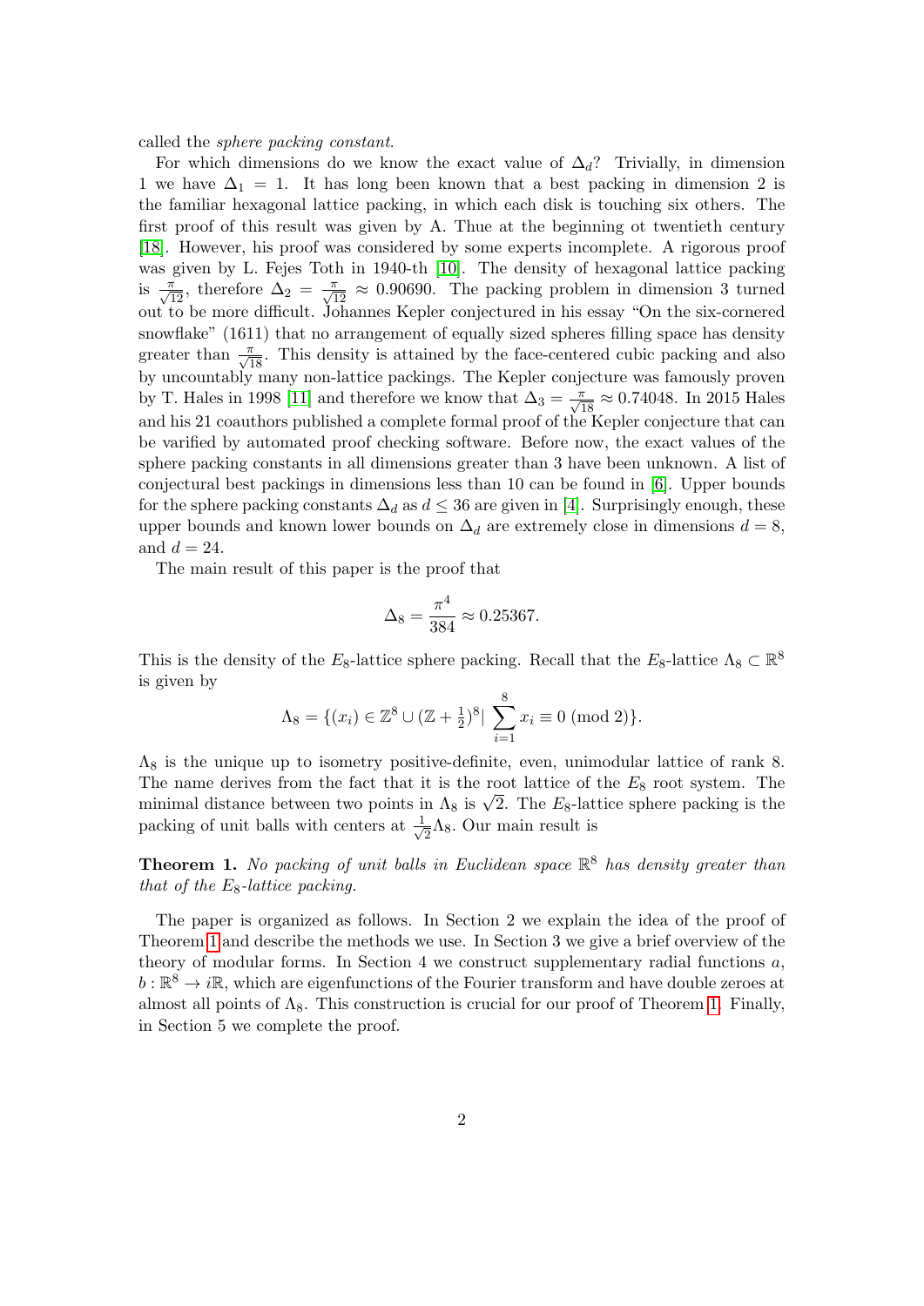called the *sphere packing constant*.

For which dimensions do we know the exact value of $\Delta_d$? Trivially, in dimension 1 we have $\Delta_1 = 1$. It has long been known that a best packing in dimension 2 is the familiar hexagonal lattice packing, in which each disk is touching six others. The first proof of this result was given by A. Thue at the beginning ot twentieth century [18]. However, his proof was considered by some experts incomplete. A rigorous proof was given by L. Fejes Toth in 1940-th [10]. The density of hexagonal lattice packing is $\frac{\pi}{\sqrt{12}}$, therefore $\Delta_2 = \frac{\pi}{\sqrt{12}} \approx 0.90690$. The packing problem in dimension 3 turned out to be more difficult. Johannes Kepler conjectured in his essay "On the six-cornered snowflake" (1611) that no arrangement of equally sized spheres filling space has density greater than $\frac{\pi}{\sqrt{18}}$. This density is attained by the face-centered cubic packing and also by uncountably many non-lattice packings. The Kepler conjecture was famously proven by T. Hales in 1998 [11] and therefore we know that $\Delta_3 = \frac{\pi}{\sqrt{18}} \approx 0.74048$. In 2015 Hales and his 21 coauthors published a complete formal proof of the Kepler conjecture that can be varified by automated proof checking software. Before now, the exact values of the sphere packing constants in all dimensions greater than 3 have been unknown. A list of conjectural best packings in dimensions less than 10 can be found in [6]. Upper bounds for the sphere packing constants $\Delta_d$ as $d \leq 36$ are given in [4]. Surprisingly enough, these upper bounds and known lower bounds on $\Delta_d$ are extremely close in dimensions $d = 8$, and $d = 24$.

The main result of this paper is the proof that

$$\Delta_8 = \frac{\pi^4}{384} \approx 0.25367.$$

This is the density of the $E_8$-lattice sphere packing. Recall that the $E_8$-lattice $\Lambda_8 \subset \mathbb{R}^8$ is given by

$$\Lambda_8 = \{(x_i) \in \mathbb{Z}^8 \cup (\mathbb{Z} + \tfrac{1}{2})^8 | \sum_{i=1}^{8} x_i \equiv 0 \;(\mathrm{mod}\; 2)\}.$$

$\Lambda_8$ is the unique up to isometry positive-definite, even, unimodular lattice of rank 8. The name derives from the fact that it is the root lattice of the $E_8$ root system. The minimal distance between two points in $\Lambda_8$ is $\sqrt{2}$. The $E_8$-lattice sphere packing is the packing of unit balls with centers at $\frac{1}{\sqrt{2}}\Lambda_8$. Our main result is

**Theorem 1.** *No packing of unit balls in Euclidean space $\mathbb{R}^8$ has density greater than that of the $E_8$-lattice packing.*

The paper is organized as follows. In Section 2 we explain the idea of the proof of Theorem 1 and describe the methods we use. In Section 3 we give a brief overview of the theory of modular forms. In Section 4 we construct supplementary radial functions $a$, $b : \mathbb{R}^8 \to i\mathbb{R}$, which are eigenfunctions of the Fourier transform and have double zeroes at almost all points of $\Lambda_8$. This construction is crucial for our proof of Theorem 1. Finally, in Section 5 we complete the proof.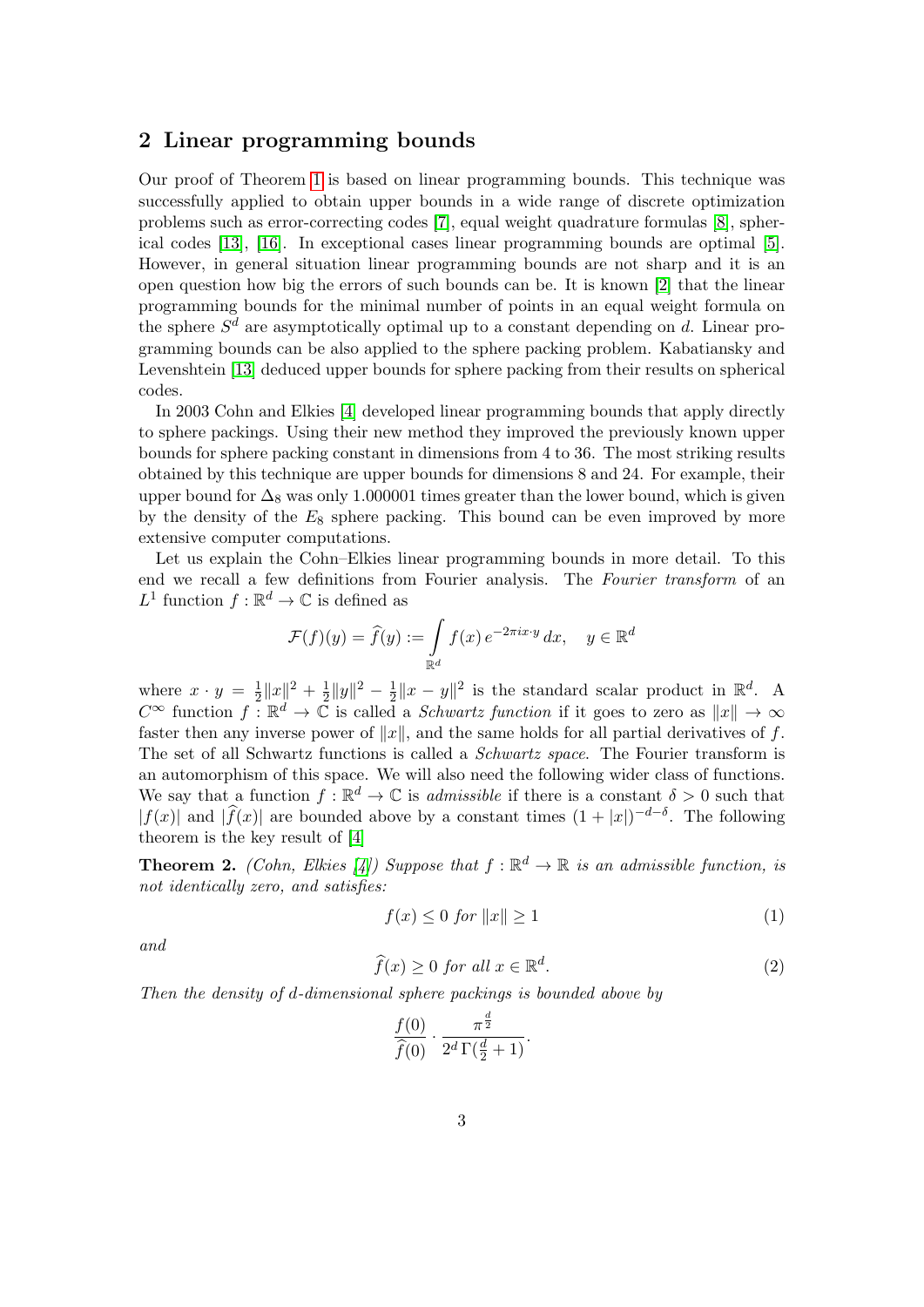## 2 Linear programming bounds

Our proof of Theorem 1 is based on linear programming bounds. This technique was successfully applied to obtain upper bounds in a wide range of discrete optimization problems such as error-correcting codes [7], equal weight quadrature formulas [8], spherical codes [13], [16]. In exceptional cases linear programming bounds are optimal [5]. However, in general situation linear programming bounds are not sharp and it is an open question how big the errors of such bounds can be. It is known [2] that the linear programming bounds for the minimal number of points in an equal weight formula on the sphere $S^d$ are asymptotically optimal up to a constant depending on $d$. Linear programming bounds can be also applied to the sphere packing problem. Kabatiansky and Levenshtein [13] deduced upper bounds for sphere packing from their results on spherical codes.

In 2003 Cohn and Elkies [4] developed linear programming bounds that apply directly to sphere packings. Using their new method they improved the previously known upper bounds for sphere packing constant in dimensions from 4 to 36. The most striking results obtained by this technique are upper bounds for dimensions 8 and 24. For example, their upper bound for $\Delta_8$ was only 1.000001 times greater than the lower bound, which is given by the density of the $E_8$ sphere packing. This bound can be even improved by more extensive computer computations.

Let us explain the Cohn–Elkies linear programming bounds in more detail. To this end we recall a few definitions from Fourier analysis. The *Fourier transform* of an $L^1$ function $f:\mathbb{R}^d\to\mathbb{C}$ is defined as

$$\mathcal{F}(f)(y)=\widehat{f}(y):=\int\limits_{\mathbb{R}^d} f(x)\,e^{-2\pi i x\cdot y}\,dx,\quad y\in\mathbb{R}^d$$

where $x\cdot y=\frac{1}{2}\|x\|^2+\frac{1}{2}\|y\|^2-\frac{1}{2}\|x-y\|^2$ is the standard scalar product in $\mathbb{R}^d$. A $C^\infty$ function $f:\mathbb{R}^d\to\mathbb{C}$ is called a *Schwartz function* if it goes to zero as $\|x\|\to\infty$ faster then any inverse power of $\|x\|$, and the same holds for all partial derivatives of $f$. The set of all Schwartz functions is called a *Schwartz space*. The Fourier transform is an automorphism of this space. We will also need the following wider class of functions. We say that a function $f:\mathbb{R}^d\to\mathbb{C}$ is *admissible* if there is a constant $\delta>0$ such that $|f(x)|$ and $|\widehat{f}(x)|$ are bounded above by a constant times $(1+|x|)^{-d-\delta}$. The following theorem is the key result of [4]

**Theorem 2.** *(Cohn, Elkies [4]) Suppose that $f:\mathbb{R}^d\to\mathbb{R}$ is an admissible function, is not identically zero, and satisfies:*

$$f(x)\le 0 \text{ for } \|x\|\ge 1 \tag{1}$$

*and*

$$\widehat{f}(x)\ge 0 \text{ for all } x\in\mathbb{R}^d. \tag{2}$$

*Then the density of $d$-dimensional sphere packings is bounded above by*

$$\frac{f(0)}{\widehat{f}(0)}\cdot\frac{\pi^{\frac{d}{2}}}{2^d\,\Gamma(\frac{d}{2}+1)}.$$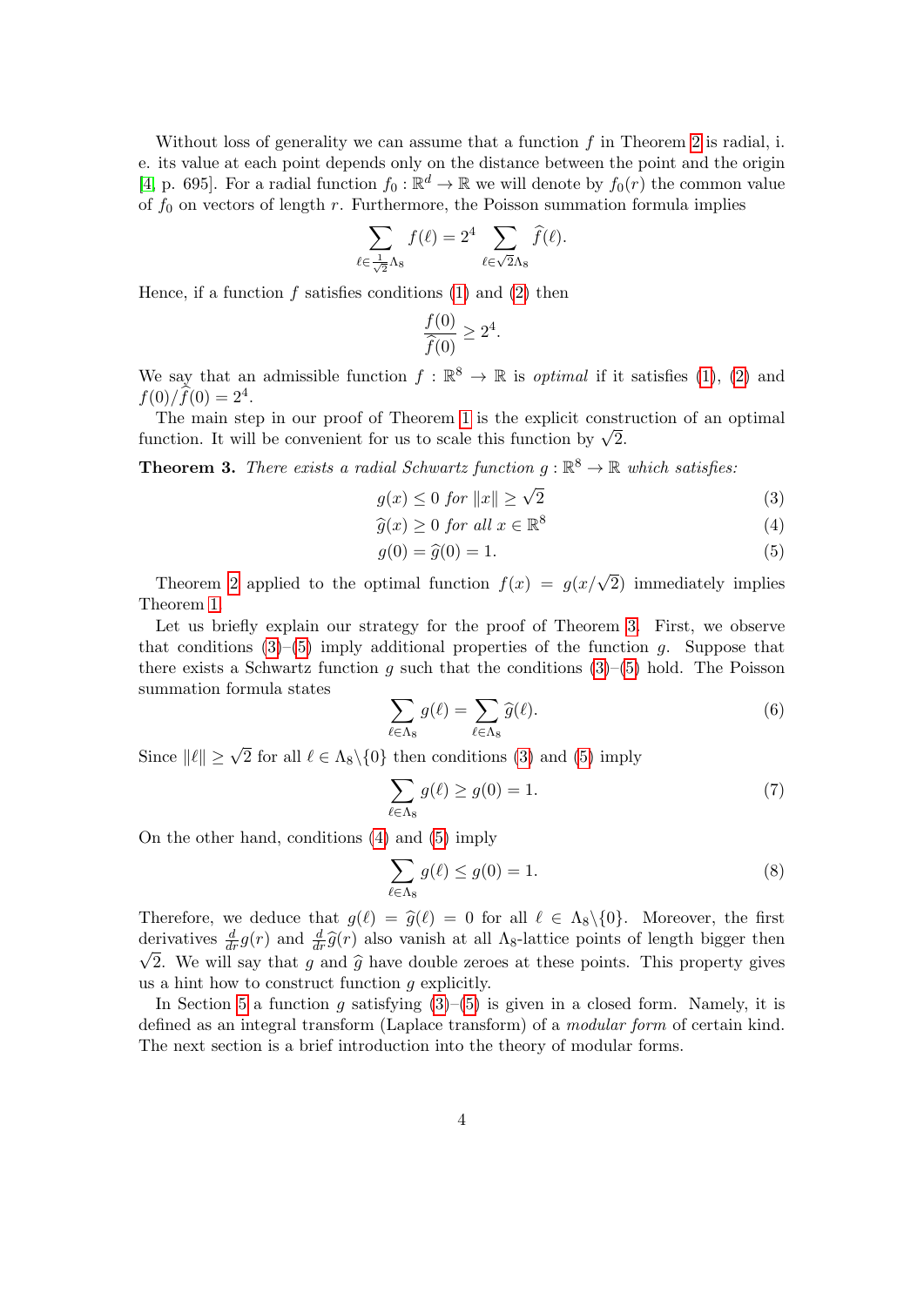Without loss of generality we can assume that a function $f$ in Theorem 2 is radial, i. e. its value at each point depends only on the distance between the point and the origin [4, p. 695]. For a radial function $f_0 : \mathbb{R}^d \to \mathbb{R}$ we will denote by $f_0(r)$ the common value of $f_0$ on vectors of length $r$. Furthermore, the Poisson summation formula implies

$$\sum_{\ell \in \frac{1}{\sqrt{2}}\Lambda_8} f(\ell) = 2^4 \sum_{\ell \in \sqrt{2}\Lambda_8} \widehat{f}(\ell).$$

Hence, if a function $f$ satisfies conditions (1) and (2) then

$$\frac{f(0)}{\widehat{f}(0)} \geq 2^4.$$

We say that an admissible function $f : \mathbb{R}^8 \to \mathbb{R}$ is *optimal* if it satisfies (1), (2) and $f(0)/\widehat{f}(0) = 2^4$.

The main step in our proof of Theorem 1 is the explicit construction of an optimal function. It will be convenient for us to scale this function by $\sqrt{2}$.

**Theorem 3.** *There exists a radial Schwartz function $g : \mathbb{R}^8 \to \mathbb{R}$ which satisfies:*

$$g(x) \leq 0 \text{ for } \|x\| \geq \sqrt{2} \tag{3}$$

$$\widehat{g}(x) \geq 0 \text{ for all } x \in \mathbb{R}^8 \tag{4}$$

$$g(0) = \widehat{g}(0) = 1. \tag{5}$$

Theorem 2 applied to the optimal function $f(x) = g(x/\sqrt{2})$ immediately implies Theorem 1.

Let us briefly explain our strategy for the proof of Theorem 3. First, we observe that conditions (3)–(5) imply additional properties of the function $g$. Suppose that there exists a Schwartz function $g$ such that the conditions (3)–(5) hold. The Poisson summation formula states

$$\sum_{\ell \in \Lambda_8} g(\ell) = \sum_{\ell \in \Lambda_8} \widehat{g}(\ell). \tag{6}$$

Since $\|\ell\| \geq \sqrt{2}$ for all $\ell \in \Lambda_8 \backslash \{0\}$ then conditions (3) and (5) imply

$$\sum_{\ell \in \Lambda_8} g(\ell) \geq g(0) = 1. \tag{7}$$

On the other hand, conditions (4) and (5) imply

$$\sum_{\ell \in \Lambda_8} g(\ell) \leq g(0) = 1. \tag{8}$$

Therefore, we deduce that $g(\ell) = \widehat{g}(\ell) = 0$ for all $\ell \in \Lambda_8 \backslash \{0\}$. Moreover, the first derivatives $\frac{d}{dr}g(r)$ and $\frac{d}{dr}\widehat{g}(r)$ also vanish at all $\Lambda_8$-lattice points of length bigger then $\sqrt{2}$. We will say that $g$ and $\widehat{g}$ have double zeroes at these points. This property gives us a hint how to construct function $g$ explicitly.

In Section 5 a function $g$ satisfying (3)–(5) is given in a closed form. Namely, it is defined as an integral transform (Laplace transform) of a *modular form* of certain kind. The next section is a brief introduction into the theory of modular forms.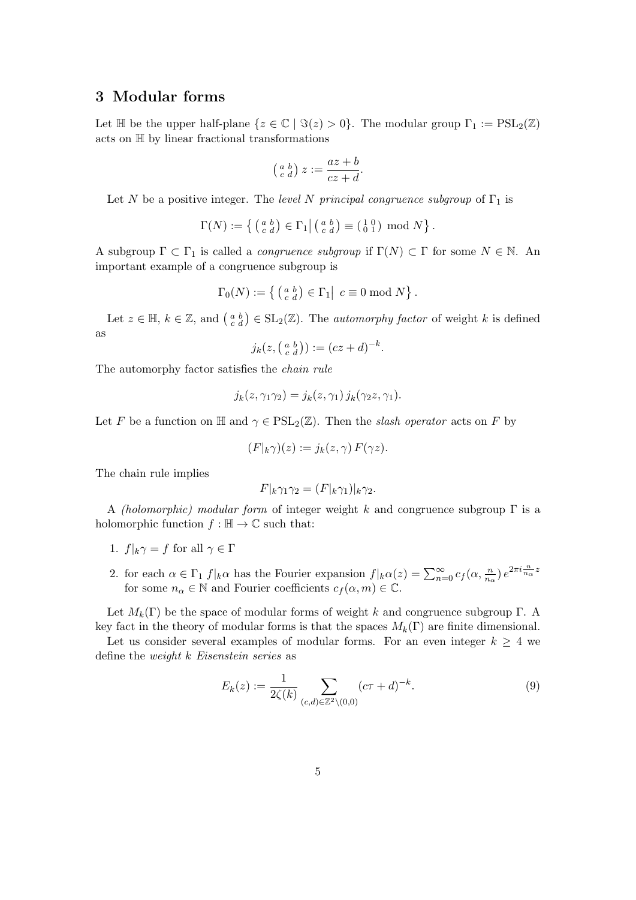## 3 Modular forms

Let $\mathbb{H}$ be the upper half-plane $\{z \in \mathbb{C} \mid \Im(z) > 0\}$. The modular group $\Gamma_1 := \mathrm{PSL}_2(\mathbb{Z})$ acts on $\mathbb{H}$ by linear fractional transformations

$$\left(\begin{smallmatrix} a & b \\ c & d \end{smallmatrix}\right) z := \frac{az+b}{cz+d}.$$

Let $N$ be a positive integer. The *level $N$ principal congruence subgroup* of $\Gamma_1$ is

$$\Gamma(N) := \left\{ \left(\begin{smallmatrix} a & b \\ c & d \end{smallmatrix}\right) \in \Gamma_1 \middle| \left(\begin{smallmatrix} a & b \\ c & d \end{smallmatrix}\right) \equiv \left(\begin{smallmatrix} 1 & 0 \\ 0 & 1 \end{smallmatrix}\right) \bmod N \right\}.$$

A subgroup $\Gamma \subset \Gamma_1$ is called a *congruence subgroup* if $\Gamma(N) \subset \Gamma$ for some $N \in \mathbb{N}$. An important example of a congruence subgroup is

$$\Gamma_0(N) := \left\{ \left(\begin{smallmatrix} a & b \\ c & d \end{smallmatrix}\right) \in \Gamma_1 \middle| \; c \equiv 0 \bmod N \right\}.$$

Let $z \in \mathbb{H}$, $k \in \mathbb{Z}$, and $\left(\begin{smallmatrix} a & b \\ c & d \end{smallmatrix}\right) \in \mathrm{SL}_2(\mathbb{Z})$. The *automorphy factor* of weight $k$ is defined as

$$j_k(z, \left(\begin{smallmatrix} a & b \\ c & d \end{smallmatrix}\right)) := (cz+d)^{-k}.$$

The automorphy factor satisfies the *chain rule*

$$j_k(z, \gamma_1\gamma_2) = j_k(z, \gamma_1)\, j_k(\gamma_2 z, \gamma_1).$$

Let $F$ be a function on $\mathbb{H}$ and $\gamma \in \mathrm{PSL}_2(\mathbb{Z})$. Then the *slash operator* acts on $F$ by

$$(F|_k\gamma)(z) := j_k(z, \gamma)\, F(\gamma z).$$

The chain rule implies

$$F|_k\gamma_1\gamma_2 = (F|_k\gamma_1)|_k\gamma_2.$$

A *(holomorphic) modular form* of integer weight $k$ and congruence subgroup $\Gamma$ is a holomorphic function $f : \mathbb{H} \to \mathbb{C}$ such that:

1. $f|_k\gamma = f$ for all $\gamma \in \Gamma$
2. for each $\alpha \in \Gamma_1$ $f|_k\alpha$ has the Fourier expansion $f|_k\alpha(z) = \sum_{n=0}^{\infty} c_f(\alpha, \frac{n}{n_\alpha})\, e^{2\pi i \frac{n}{n_\alpha} z}$ for some $n_\alpha \in \mathbb{N}$ and Fourier coefficients $c_f(\alpha, m) \in \mathbb{C}$.

Let $M_k(\Gamma)$ be the space of modular forms of weight $k$ and congruence subgroup $\Gamma$. A key fact in the theory of modular forms is that the spaces $M_k(\Gamma)$ are finite dimensional.

Let us consider several examples of modular forms. For an even integer $k \geq 4$ we define the *weight $k$ Eisenstein series* as

$$E_k(z) := \frac{1}{2\zeta(k)} \sum_{(c,d) \in \mathbb{Z}^2 \setminus (0,0)} (c\tau + d)^{-k}. \tag{9}$$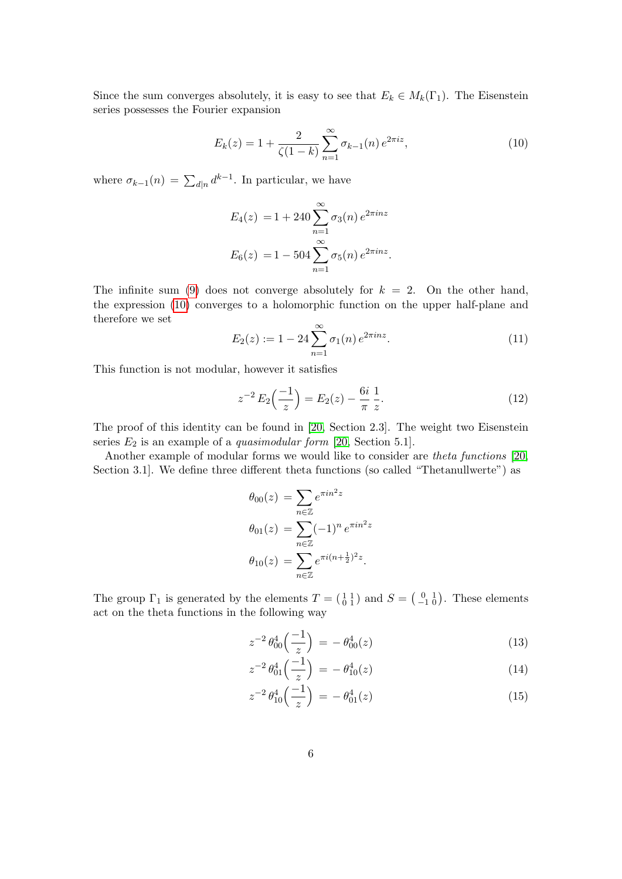Since the sum converges absolutely, it is easy to see that $E_k \in M_k(\Gamma_1)$. The Eisenstein series possesses the Fourier expansion

$$E_k(z) = 1 + \frac{2}{\zeta(1-k)} \sum_{n=1}^{\infty} \sigma_{k-1}(n)\, e^{2\pi i z}, \tag{10}$$

where $\sigma_{k-1}(n) = \sum_{d|n} d^{k-1}$. In particular, we have

$$\begin{aligned} E_4(z) \; &= 1 + 240 \sum_{n=1}^{\infty} \sigma_3(n)\, e^{2\pi i n z} \\ E_6(z) \; &= 1 - 504 \sum_{n=1}^{\infty} \sigma_5(n)\, e^{2\pi i n z}. \end{aligned}$$

The infinite sum (9) does not converge absolutely for $k = 2$. On the other hand, the expression (10) converges to a holomorphic function on the upper half-plane and therefore we set

$$E_2(z) := 1 - 24 \sum_{n=1}^{\infty} \sigma_1(n)\, e^{2\pi i n z}. \tag{11}$$

This function is not modular, however it satisfies

$$z^{-2}\, E_2\Big(\frac{-1}{z}\Big) = E_2(z) - \frac{6i}{\pi}\,\frac{1}{z}. \tag{12}$$

The proof of this identity can be found in [20, Section 2.3]. The weight two Eisenstein series $E_2$ is an example of a *quasimodular form* [20, Section 5.1].

Another example of modular forms we would like to consider are *theta functions* [20, Section 3.1]. We define three different theta functions (so called "Thetanullwerte") as

$$\begin{aligned} \theta_{00}(z) \; &= \sum_{n\in\mathbb{Z}} e^{\pi i n^2 z} \\ \theta_{01}(z) \; &= \sum_{n\in\mathbb{Z}} (-1)^n\, e^{\pi i n^2 z} \\ \theta_{10}(z) \; &= \sum_{n\in\mathbb{Z}} e^{\pi i (n+\frac{1}{2})^2 z}. \end{aligned}$$

The group $\Gamma_1$ is generated by the elements $T = \left(\begin{smallmatrix} 1 & 1 \\ 0 & 1 \end{smallmatrix}\right)$ and $S = \left(\begin{smallmatrix} 0 & 1 \\ -1 & 0 \end{smallmatrix}\right)$. These elements act on the theta functions in the following way

$$z^{-2}\, \theta_{00}^4\Big(\frac{-1}{z}\Big) \;=\; -\,\theta_{00}^4(z) \tag{13}$$

$$z^{-2}\, \theta_{01}^4\Big(\frac{-1}{z}\Big) \;=\; -\,\theta_{10}^4(z) \tag{14}$$

$$z^{-2}\, \theta_{10}^4\Big(\frac{-1}{z}\Big) \;=\; -\,\theta_{01}^4(z) \tag{15}$$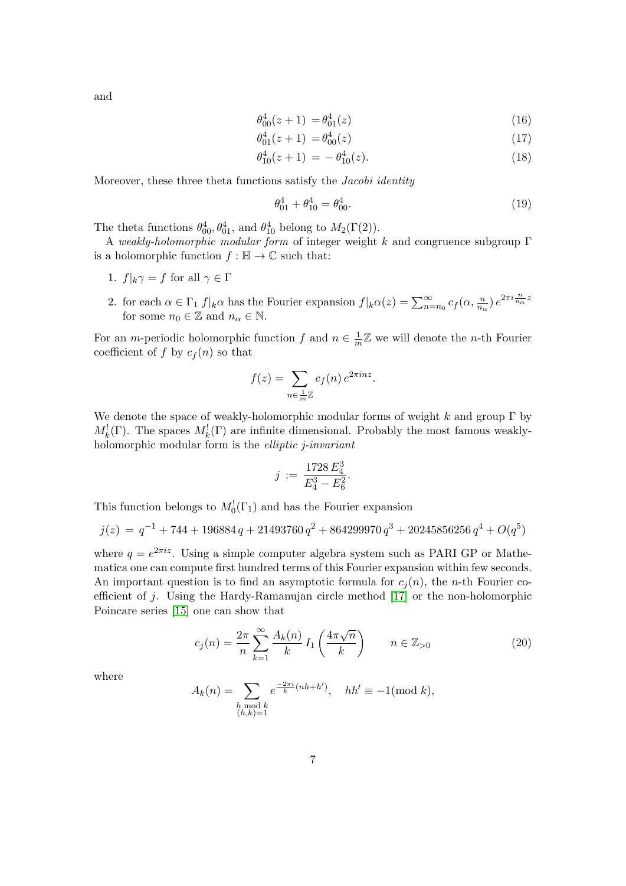and

$$\theta_{00}^4(z+1) = \theta_{01}^4(z) \tag{16}$$

$$\theta_{01}^4(z+1) = \theta_{00}^4(z) \tag{17}$$

$$\theta_{10}^4(z+1) = -\theta_{10}^4(z). \tag{18}$$

Moreover, these three theta functions satisfy the *Jacobi identity*

$$\theta_{01}^4 + \theta_{10}^4 = \theta_{00}^4. \tag{19}$$

The theta functions $\theta_{00}^4, \theta_{01}^4$, and $\theta_{10}^4$ belong to $M_2(\Gamma(2))$.

A *weakly-holomorphic modular form* of integer weight $k$ and congruence subgroup $\Gamma$ is a holomorphic function $f : \mathbb{H} \to \mathbb{C}$ such that:

1. $f|_k\gamma = f$ for all $\gamma \in \Gamma$
2. for each $\alpha \in \Gamma_1$ $f|_k\alpha$ has the Fourier expansion $f|_k\alpha(z) = \sum_{n=n_0}^{\infty} c_f(\alpha, \frac{n}{n_\alpha})\, e^{2\pi i \frac{n}{n_\alpha} z}$ for some $n_0 \in \mathbb{Z}$ and $n_\alpha \in \mathbb{N}$.

For an $m$-periodic holomorphic function $f$ and $n \in \frac{1}{m}\mathbb{Z}$ we will denote the $n$-th Fourier coefficient of $f$ by $c_f(n)$ so that

$$f(z) = \sum_{n \in \frac{1}{m}\mathbb{Z}} c_f(n)\, e^{2\pi i n z}.$$

We denote the space of weakly-holomorphic modular forms of weight $k$ and group $\Gamma$ by $M_k^!(\Gamma)$. The spaces $M_k^!(\Gamma)$ are infinite dimensional. Probably the most famous weakly-holomorphic modular form is the *elliptic j-invariant*

$$j := \frac{1728\, E_4^3}{E_4^3 - E_6^2}.$$

This function belongs to $M_0^!(\Gamma_1)$ and has the Fourier expansion

$$j(z) = q^{-1} + 744 + 196884\, q + 21493760\, q^2 + 864299970\, q^3 + 20245856256\, q^4 + O(q^5)$$

where $q = e^{2\pi i z}$. Using a simple computer algebra system such as PARI GP or Mathematica one can compute first hundred terms of this Fourier expansion within few seconds. An important question is to find an asymptotic formula for $c_j(n)$, the $n$-th Fourier coefficient of $j$. Using the Hardy-Ramanujan circle method [17] or the non-holomorphic Poincare series [15] one can show that

$$c_j(n) = \frac{2\pi}{n} \sum_{k=1}^{\infty} \frac{A_k(n)}{k}\, I_1\left(\frac{4\pi\sqrt{n}}{k}\right) \qquad n \in \mathbb{Z}_{>0} \tag{20}$$

where

$$A_k(n) = \sum_{\substack{h \bmod k \\ (h,k)=1}} e^{\frac{-2\pi i}{k}(nh+h')}, \quad hh' \equiv -1 (\mathrm{mod}\ k),$$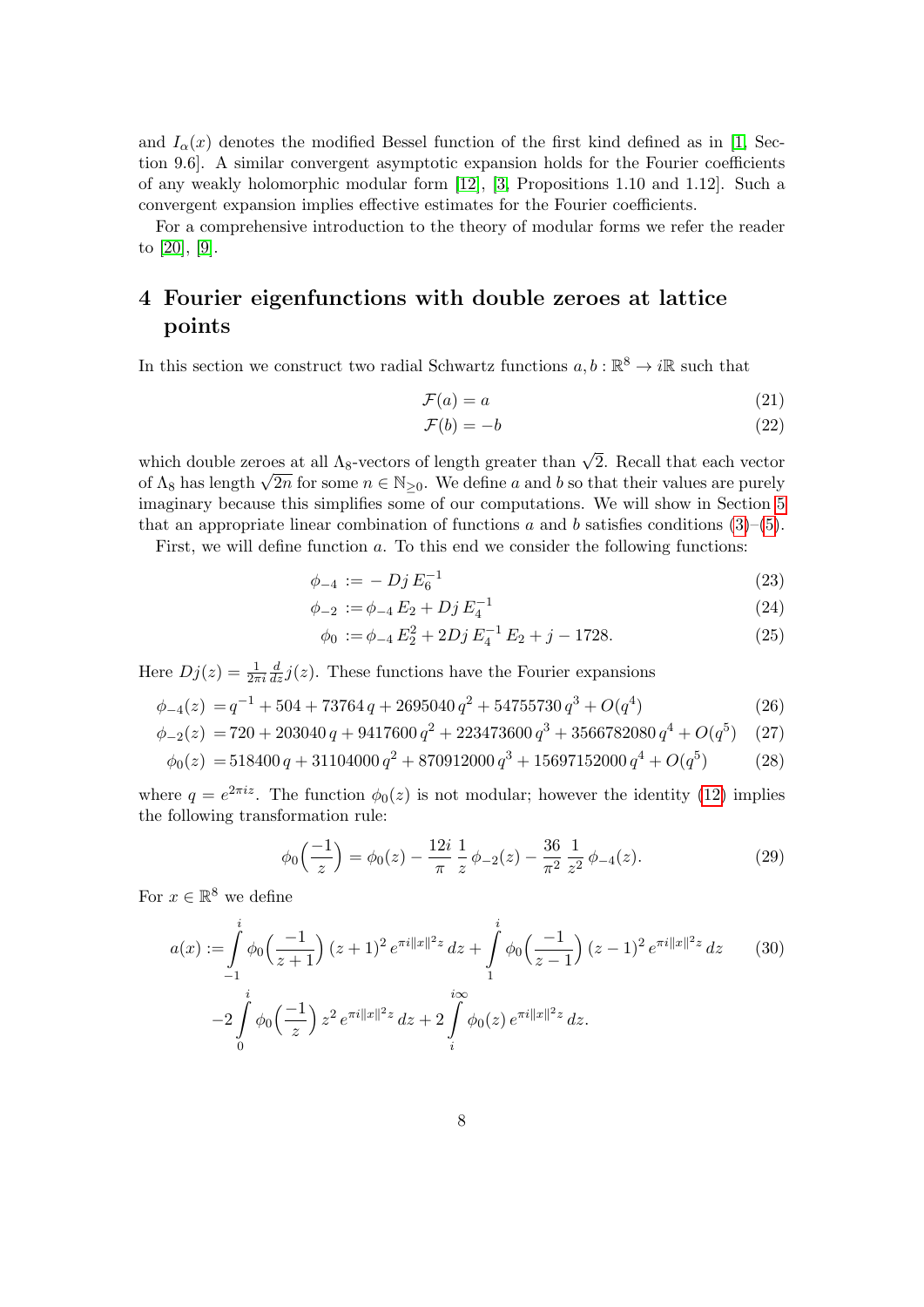and $I_\alpha(x)$ denotes the modified Bessel function of the first kind defined as in [1, Section 9.6]. A similar convergent asymptotic expansion holds for the Fourier coefficients of any weakly holomorphic modular form [12], [3, Propositions 1.10 and 1.12]. Such a convergent expansion implies effective estimates for the Fourier coefficients.

For a comprehensive introduction to the theory of modular forms we refer the reader to [20], [9].

## 4 Fourier eigenfunctions with double zeroes at lattice points

In this section we construct two radial Schwartz functions $a, b : \mathbb{R}^8 \to i\mathbb{R}$ such that

$$\mathcal{F}(a) = a \tag{21}$$

$$\mathcal{F}(b) = -b \tag{22}$$

which double zeroes at all $\Lambda_8$-vectors of length greater than $\sqrt{2}$. Recall that each vector of $\Lambda_8$ has length $\sqrt{2n}$ for some $n \in \mathbb{N}_{\geq 0}$. We define $a$ and $b$ so that their values are purely imaginary because this simplifies some of our computations. We will show in Section 5 that an appropriate linear combination of functions $a$ and $b$ satisfies conditions (3)–(5).

First, we will define function $a$. To this end we consider the following functions:

$$\phi_{-4} := -\, Dj\, E_6^{-1} \tag{23}$$

$$\phi_{-2} := \phi_{-4}\, E_2 + Dj\, E_4^{-1} \tag{24}$$

$$\phi_0 := \phi_{-4}\, E_2^2 + 2Dj\, E_4^{-1}\, E_2 + j - 1728. \tag{25}$$

Here $Dj(z) = \frac{1}{2\pi i} \frac{d}{dz} j(z)$. These functions have the Fourier expansions

$$\phi_{-4}(z) = q^{-1} + 504 + 73764\, q + 2695040\, q^2 + 54755730\, q^3 + O(q^4) \tag{26}$$

$$\phi_{-2}(z) = 720 + 203040\, q + 9417600\, q^2 + 223473600\, q^3 + 3566782080\, q^4 + O(q^5) \tag{27}$$

$$\phi_0(z) = 518400\, q + 31104000\, q^2 + 870912000\, q^3 + 15697152000\, q^4 + O(q^5) \tag{28}$$

where $q = e^{2\pi i z}$. The function $\phi_0(z)$ is not modular; however the identity (12) implies the following transformation rule:

$$\phi_0\Big(\frac{-1}{z}\Big) = \phi_0(z) - \frac{12i}{\pi}\, \frac{1}{z}\, \phi_{-2}(z) - \frac{36}{\pi^2}\, \frac{1}{z^2}\, \phi_{-4}(z). \tag{29}$$

For $x \in \mathbb{R}^8$ we define

$$\begin{aligned} a(x) := &\int_{-1}^{i} \phi_0\Big(\frac{-1}{z+1}\Big)\, (z+1)^2\, e^{\pi i \|x\|^2 z}\, dz + \int_{1}^{i} \phi_0\Big(\frac{-1}{z-1}\Big)\, (z-1)^2\, e^{\pi i \|x\|^2 z}\, dz \\ &-2 \int_{0}^{i} \phi_0\Big(\frac{-1}{z}\Big)\, z^2\, e^{\pi i \|x\|^2 z}\, dz + 2 \int_{i}^{i\infty} \phi_0(z)\, e^{\pi i \|x\|^2 z}\, dz. \end{aligned} \tag{30}$$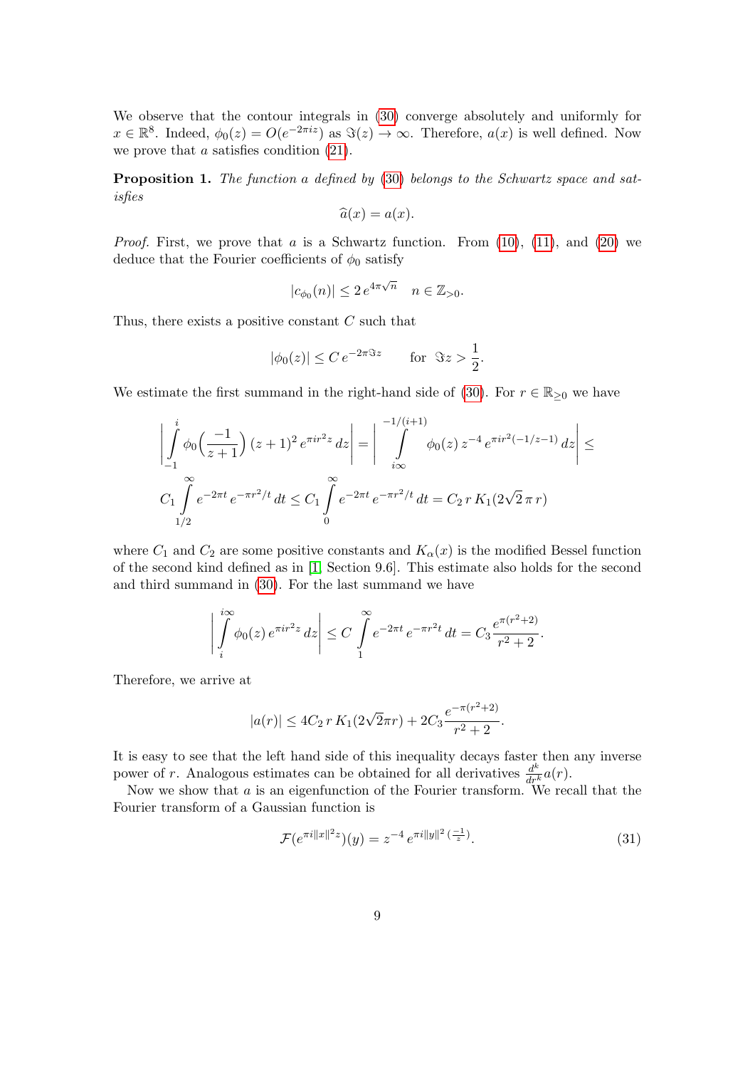We observe that the contour integrals in (30) converge absolutely and uniformly for $x \in \mathbb{R}^8$. Indeed, $\phi_0(z) = O(e^{-2\pi i z})$ as $\Im(z) \to \infty$. Therefore, $a(x)$ is well defined. Now we prove that $a$ satisfies condition (21).

**Proposition 1.** *The function $a$ defined by (30) belongs to the Schwartz space and satisfies*

$$\widehat{a}(x) = a(x).$$

*Proof.* First, we prove that $a$ is a Schwartz function. From (10), (11), and (20) we deduce that the Fourier coefficients of $\phi_0$ satisfy

$$|c_{\phi_0}(n)| \leq 2\, e^{4\pi\sqrt{n}} \quad n \in \mathbb{Z}_{>0}.$$

Thus, there exists a positive constant $C$ such that

$$|\phi_0(z)| \leq C\, e^{-2\pi\Im z} \qquad \text{for } \Im z > \frac{1}{2}.$$

We estimate the first summand in the right-hand side of (30). For $r \in \mathbb{R}_{\geq 0}$ we have

$$\left| \int\limits_{-1}^{i} \phi_0\Big(\frac{-1}{z+1}\Big)\,(z+1)^2\, e^{\pi i r^2 z}\, dz \right| = \left| \int\limits_{i\infty}^{-1/(i+1)} \phi_0(z)\, z^{-4}\, e^{\pi i r^2(-1/z-1)}\, dz \right| \leq$$
$$C_1 \int\limits_{1/2}^{\infty} e^{-2\pi t}\, e^{-\pi r^2/t}\, dt \leq C_1 \int\limits_{0}^{\infty} e^{-2\pi t}\, e^{-\pi r^2/t}\, dt = C_2\, r\, K_1(2\sqrt{2}\,\pi\, r)$$

where $C_1$ and $C_2$ are some positive constants and $K_\alpha(x)$ is the modified Bessel function of the second kind defined as in [1, Section 9.6]. This estimate also holds for the second and third summand in (30). For the last summand we have

$$\left| \int\limits_{i}^{i\infty} \phi_0(z)\, e^{\pi i r^2 z}\, dz \right| \leq C \int\limits_{1}^{\infty} e^{-2\pi t}\, e^{-\pi r^2 t}\, dt = C_3\, \frac{e^{\pi(r^2+2)}}{r^2+2}.$$

Therefore, we arrive at

$$|a(r)| \leq 4C_2\, r\, K_1(2\sqrt{2}\pi r) + 2C_3\, \frac{e^{-\pi(r^2+2)}}{r^2+2}.$$

It is easy to see that the left hand side of this inequality decays faster then any inverse power of $r$. Analogous estimates can be obtained for all derivatives $\frac{d^k}{dr^k} a(r)$.

Now we show that $a$ is an eigenfunction of the Fourier transform. We recall that the Fourier transform of a Gaussian function is

$$\mathcal{F}(e^{\pi i \|x\|^2 z})(y) = z^{-4}\, e^{\pi i \|y\|^2\, (\frac{-1}{z})}. \tag{31}$$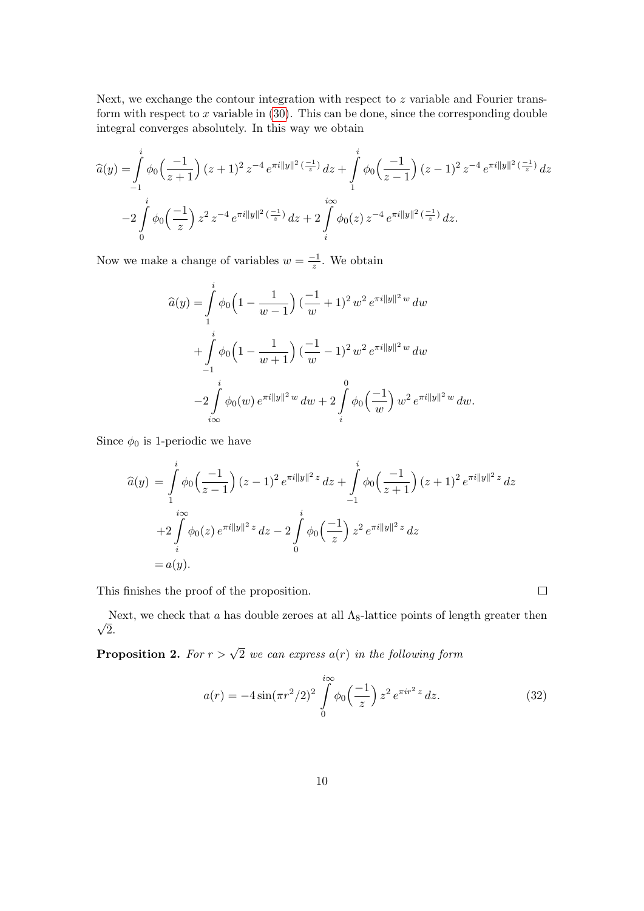Next, we exchange the contour integration with respect to $z$ variable and Fourier transform with respect to $x$ variable in (30). This can be done, since the corresponding double integral converges absolutely. In this way we obtain

$$
\begin{aligned}
\widehat{a}(y) =& \int_{-1}^{i} \phi_0\Big(\frac{-1}{z+1}\Big)\,(z+1)^2\,z^{-4}\,e^{\pi i \|y\|^2\,(\frac{-1}{z})}\,dz + \int_{1}^{i} \phi_0\Big(\frac{-1}{z-1}\Big)\,(z-1)^2\,z^{-4}\,e^{\pi i \|y\|^2\,(\frac{-1}{z})}\,dz \\
&-2\int_{0}^{i} \phi_0\Big(\frac{-1}{z}\Big)\,z^2\,z^{-4}\,e^{\pi i \|y\|^2\,(\frac{-1}{z})}\,dz + 2\int_{i}^{i\infty} \phi_0(z)\,z^{-4}\,e^{\pi i \|y\|^2\,(\frac{-1}{z})}\,dz.
\end{aligned}
$$

Now we make a change of variables $w = \frac{-1}{z}$. We obtain

$$
\begin{aligned}
\widehat{a}(y) =& \int_{1}^{i} \phi_0\Big(1-\frac{1}{w-1}\Big)\,(\frac{-1}{w}+1)^2\,w^2\,e^{\pi i \|y\|^2\,w}\,dw \\
&+\int_{-1}^{i} \phi_0\Big(1-\frac{1}{w+1}\Big)\,(\frac{-1}{w}-1)^2\,w^2\,e^{\pi i \|y\|^2\,w}\,dw \\
&-2\int_{i\infty}^{i} \phi_0(w)\,e^{\pi i \|y\|^2\,w}\,dw + 2\int_{i}^{0} \phi_0\Big(\frac{-1}{w}\Big)\,w^2\,e^{\pi i \|y\|^2\,w}\,dw.
\end{aligned}
$$

Since $\phi_0$ is 1-periodic we have

$$
\begin{aligned}
\widehat{a}(y) \;=& \int_{1}^{i} \phi_0\Big(\frac{-1}{z-1}\Big)\,(z-1)^2\,e^{\pi i \|y\|^2\,z}\,dz + \int_{-1}^{i} \phi_0\Big(\frac{-1}{z+1}\Big)\,(z+1)^2\,e^{\pi i \|y\|^2\,z}\,dz \\
&+2\int_{i}^{i\infty} \phi_0(z)\,e^{\pi i \|y\|^2\,z}\,dz - 2\int_{0}^{i} \phi_0\Big(\frac{-1}{z}\Big)\,z^2\,e^{\pi i \|y\|^2\,z}\,dz \\
=&\; a(y).
\end{aligned}
$$

This finishes the proof of the proposition. $\square$

Next, we check that $a$ has double zeroes at all $\Lambda_8$-lattice points of length greater then $\sqrt{2}$.

**Proposition 2.** *For $r > \sqrt{2}$ we can express $a(r)$ in the following form*

$$
a(r) = -4\sin(\pi r^2/2)^2 \int_{0}^{i\infty} \phi_0\Big(\frac{-1}{z}\Big)\,z^2\,e^{\pi i r^2\,z}\,dz. \tag{32}
$$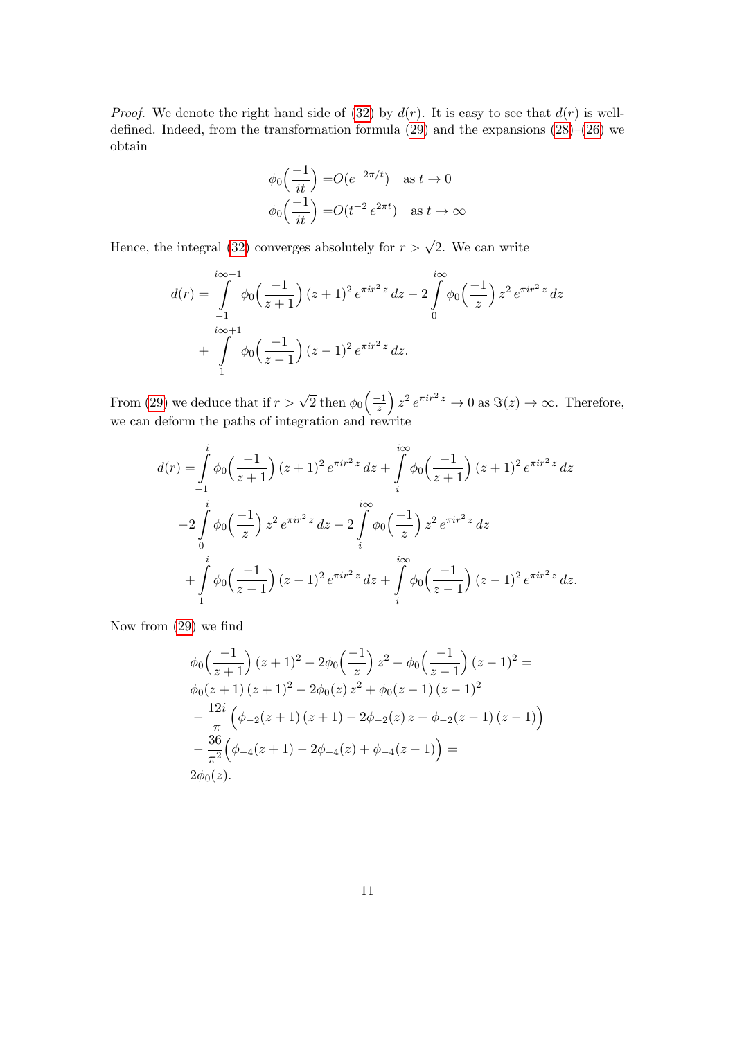*Proof.* We denote the right hand side of (32) by $d(r)$. It is easy to see that $d(r)$ is well-defined. Indeed, from the transformation formula (29) and the expansions (28)–(26) we obtain

$$
\begin{aligned}
\phi_0\Big(\frac{-1}{it}\Big) &= O(e^{-2\pi/t}) \quad \text{as } t \to 0 \\
\phi_0\Big(\frac{-1}{it}\Big) &= O(t^{-2}\, e^{2\pi t}) \quad \text{as } t \to \infty
\end{aligned}
$$

Hence, the integral (32) converges absolutely for $r > \sqrt{2}$. We can write

$$
\begin{aligned}
d(r) = &\int\limits_{-1}^{i\infty - 1} \phi_0\Big(\frac{-1}{z+1}\Big)\,(z+1)^2\, e^{\pi i r^2 z}\, dz - 2\int\limits_{0}^{i\infty} \phi_0\Big(\frac{-1}{z}\Big)\, z^2\, e^{\pi i r^2 z}\, dz \\
&+ \int\limits_{1}^{i\infty + 1} \phi_0\Big(\frac{-1}{z-1}\Big)\,(z-1)^2\, e^{\pi i r^2 z}\, dz.
\end{aligned}
$$

From (29) we deduce that if $r > \sqrt{2}$ then $\phi_0\big(\frac{-1}{z}\big)\, z^2\, e^{\pi i r^2 z} \to 0$ as $\Im(z) \to \infty$. Therefore, we can deform the paths of integration and rewrite

$$
\begin{aligned}
d(r) = &\int\limits_{-1}^{i} \phi_0\Big(\frac{-1}{z+1}\Big)\,(z+1)^2\, e^{\pi i r^2 z}\, dz + \int\limits_{i}^{i\infty} \phi_0\Big(\frac{-1}{z+1}\Big)\,(z+1)^2\, e^{\pi i r^2 z}\, dz \\
&-2\int\limits_{0}^{i} \phi_0\Big(\frac{-1}{z}\Big)\, z^2\, e^{\pi i r^2 z}\, dz - 2\int\limits_{i}^{i\infty} \phi_0\Big(\frac{-1}{z}\Big)\, z^2\, e^{\pi i r^2 z}\, dz \\
&+\int\limits_{1}^{i} \phi_0\Big(\frac{-1}{z-1}\Big)\,(z-1)^2\, e^{\pi i r^2 z}\, dz + \int\limits_{i}^{i\infty} \phi_0\Big(\frac{-1}{z-1}\Big)\,(z-1)^2\, e^{\pi i r^2 z}\, dz.
\end{aligned}
$$

Now from (29) we find

$$
\begin{aligned}
&\phi_0\Big(\frac{-1}{z+1}\Big)\,(z+1)^2 - 2\phi_0\Big(\frac{-1}{z}\Big)\, z^2 + \phi_0\Big(\frac{-1}{z-1}\Big)\,(z-1)^2 = \\
&\phi_0(z+1)\,(z+1)^2 - 2\phi_0(z)\, z^2 + \phi_0(z-1)\,(z-1)^2 \\
&-\frac{12i}{\pi}\Big(\phi_{-2}(z+1)\,(z+1) - 2\phi_{-2}(z)\, z + \phi_{-2}(z-1)\,(z-1)\Big) \\
&-\frac{36}{\pi^2}\Big(\phi_{-4}(z+1) - 2\phi_{-4}(z) + \phi_{-4}(z-1)\Big) = \\
&2\phi_0(z).
\end{aligned}
$$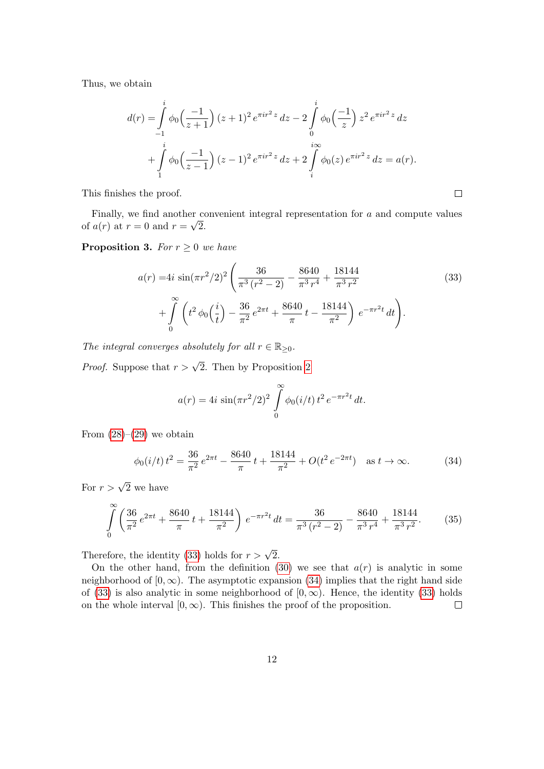Thus, we obtain

$$
\begin{aligned}
d(r) = &\int_{-1}^{i} \phi_0\Big(\frac{-1}{z+1}\Big)\,(z+1)^2\,e^{\pi i r^2 z}\,dz - 2\int_{0}^{i} \phi_0\Big(\frac{-1}{z}\Big)\,z^2\,e^{\pi i r^2 z}\,dz \\
&+ \int_{1}^{i} \phi_0\Big(\frac{-1}{z-1}\Big)\,(z-1)^2\,e^{\pi i r^2 z}\,dz + 2\int_{i}^{i\infty} \phi_0(z)\,e^{\pi i r^2 z}\,dz = a(r).
\end{aligned}
$$

This finishes the proof. $\square$

Finally, we find another convenient integral representation for $a$ and compute values of $a(r)$ at $r=0$ and $r=\sqrt{2}$.

**Proposition 3.** *For $r \geq 0$ we have*

$$
\begin{aligned}
a(r) = &4i\,\sin(\pi r^2/2)^2 \Bigg(\frac{36}{\pi^3\,(r^2-2)} - \frac{8640}{\pi^3\,r^4} + \frac{18144}{\pi^3\,r^2} \\
&+ \int_0^\infty \Big(t^2\,\phi_0\Big(\frac{i}{t}\Big) - \frac{36}{\pi^2}\,e^{2\pi t} + \frac{8640}{\pi}\,t - \frac{18144}{\pi^2}\Big)\,e^{-\pi r^2 t}\,dt\Bigg).
\end{aligned}
\tag{33}
$$

*The integral converges absolutely for all $r \in \mathbb{R}_{\geq 0}$.*

*Proof.* Suppose that $r > \sqrt{2}$. Then by Proposition 2

$$
a(r) = 4i\,\sin(\pi r^2/2)^2 \int_0^\infty \phi_0(i/t)\,t^2\,e^{-\pi r^2 t}\,dt.
$$

From (28)–(29) we obtain

$$
\phi_0(i/t)\,t^2 = \frac{36}{\pi^2}\,e^{2\pi t} - \frac{8640}{\pi}\,t + \frac{18144}{\pi^2} + O(t^2\,e^{-2\pi t}) \quad \text{as } t \to \infty.
\tag{34}
$$

For $r > \sqrt{2}$ we have

$$
\int_0^\infty \Big(\frac{36}{\pi^2}\,e^{2\pi t} + \frac{8640}{\pi}\,t + \frac{18144}{\pi^2}\Big)\,e^{-\pi r^2 t}\,dt = \frac{36}{\pi^3\,(r^2-2)} - \frac{8640}{\pi^3\,r^4} + \frac{18144}{\pi^3\,r^2}.
\tag{35}
$$

Therefore, the identity (33) holds for $r > \sqrt{2}$.

On the other hand, from the definition (30) we see that $a(r)$ is analytic in some neighborhood of $[0,\infty)$. The asymptotic expansion (34) implies that the right hand side of (33) is also analytic in some neighborhood of $[0,\infty)$. Hence, the identity (33) holds on the whole interval $[0,\infty)$. This finishes the proof of the proposition. $\square$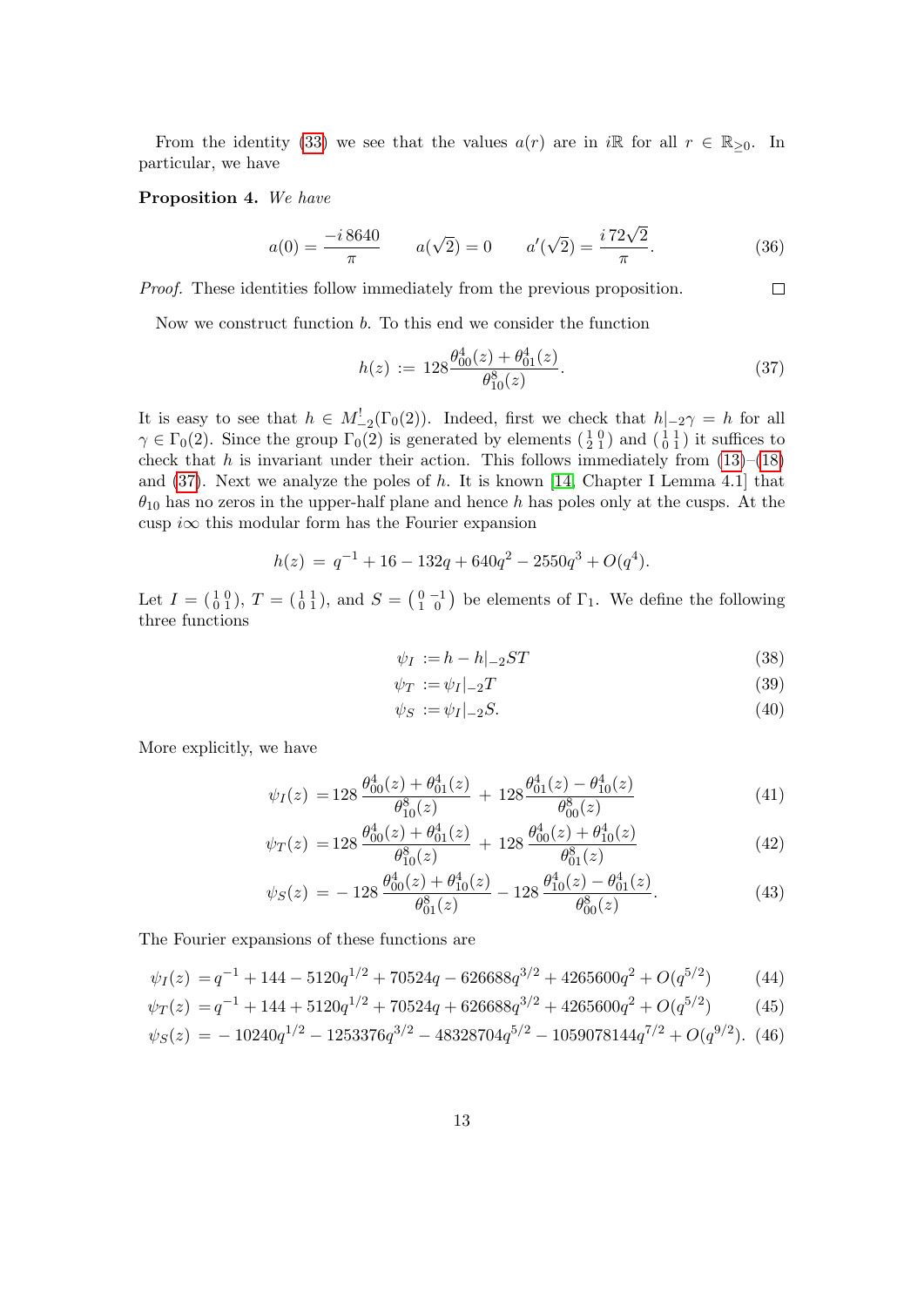From the identity (33) we see that the values $a(r)$ are in $i\mathbb{R}$ for all $r \in \mathbb{R}_{\geq 0}$. In particular, we have

**Proposition 4.** *We have*

$$a(0) = \frac{-i\,8640}{\pi} \qquad a(\sqrt{2}) = 0 \qquad a'(\sqrt{2}) = \frac{i\,72\sqrt{2}}{\pi}. \tag{36}$$

*Proof.* These identities follow immediately from the previous proposition. $\square$

Now we construct function $b$. To this end we consider the function

$$h(z) := 128\frac{\theta_{00}^4(z) + \theta_{01}^4(z)}{\theta_{10}^8(z)}. \tag{37}$$

It is easy to see that $h \in M^!_{-2}(\Gamma_0(2))$. Indeed, first we check that $h|_{-2}\gamma = h$ for all $\gamma \in \Gamma_0(2)$. Since the group $\Gamma_0(2)$ is generated by elements $\left(\begin{smallmatrix}1&0\\2&1\end{smallmatrix}\right)$ and $\left(\begin{smallmatrix}1&1\\0&1\end{smallmatrix}\right)$ it suffices to check that $h$ is invariant under their action. This follows immediately from (13)–(18) and (37). Next we analyze the poles of $h$. It is known [14, Chapter I Lemma 4.1] that $\theta_{10}$ has no zeros in the upper-half plane and hence $h$ has poles only at the cusps. At the cusp $i\infty$ this modular form has the Fourier expansion

$$h(z) = q^{-1} + 16 - 132q + 640q^2 - 2550q^3 + O(q^4).$$

Let $I = \left(\begin{smallmatrix}1&0\\0&1\end{smallmatrix}\right)$, $T = \left(\begin{smallmatrix}1&1\\0&1\end{smallmatrix}\right)$, and $S = \left(\begin{smallmatrix}0&-1\\1&0\end{smallmatrix}\right)$ be elements of $\Gamma_1$. We define the following three functions

$$\psi_I := h - h|_{-2}ST \tag{38}$$

$$\psi_T := \psi_I|_{-2}T \tag{39}$$

$$\psi_S := \psi_I|_{-2}S. \tag{40}$$

More explicitly, we have

$$\psi_I(z) = 128\,\frac{\theta_{00}^4(z) + \theta_{01}^4(z)}{\theta_{10}^8(z)} + 128\frac{\theta_{01}^4(z) - \theta_{10}^4(z)}{\theta_{00}^8(z)} \tag{41}$$

$$\psi_T(z) = 128\,\frac{\theta_{00}^4(z) + \theta_{01}^4(z)}{\theta_{10}^8(z)} + 128\,\frac{\theta_{00}^4(z) + \theta_{10}^4(z)}{\theta_{01}^8(z)} \tag{42}$$

$$\psi_S(z) = -128\,\frac{\theta_{00}^4(z) + \theta_{10}^4(z)}{\theta_{01}^8(z)} - 128\,\frac{\theta_{10}^4(z) - \theta_{01}^4(z)}{\theta_{00}^8(z)}. \tag{43}$$

The Fourier expansions of these functions are

$$\psi_I(z) = q^{-1} + 144 - 5120q^{1/2} + 70524q - 626688q^{3/2} + 4265600q^2 + O(q^{5/2}) \tag{44}$$

$$\psi_T(z) = q^{-1} + 144 + 5120q^{1/2} + 70524q + 626688q^{3/2} + 4265600q^2 + O(q^{5/2}) \tag{45}$$

$$\psi_S(z) = -10240q^{1/2} - 1253376q^{3/2} - 48328704q^{5/2} - 1059078144q^{7/2} + O(q^{9/2}). \tag{46}$$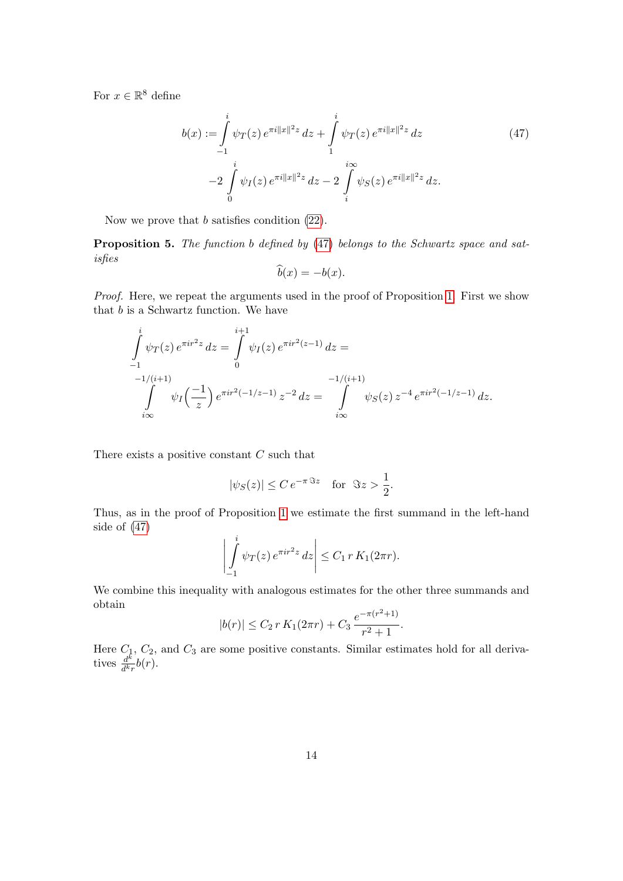For $x \in \mathbb{R}^8$ define

$$b(x) := \int_{-1}^{i} \psi_T(z)\, e^{\pi i \|x\|^2 z}\, dz + \int_{1}^{i} \psi_T(z)\, e^{\pi i \|x\|^2 z}\, dz \tag{47}$$
$$-2 \int_{0}^{i} \psi_I(z)\, e^{\pi i \|x\|^2 z}\, dz - 2 \int_{i}^{i\infty} \psi_S(z)\, e^{\pi i \|x\|^2 z}\, dz.$$

Now we prove that $b$ satisfies condition (22).

**Proposition 5.** *The function $b$ defined by (47) belongs to the Schwartz space and satisfies*

$$\widehat{b}(x) = -b(x).$$

*Proof.* Here, we repeat the arguments used in the proof of Proposition 1. First we show that $b$ is a Schwartz function. We have

$$\int_{-1}^{i} \psi_T(z)\, e^{\pi i r^2 z}\, dz = \int_{0}^{i+1} \psi_I(z)\, e^{\pi i r^2 (z-1)}\, dz =$$
$$\int_{i\infty}^{-1/(i+1)} \psi_I\Big(\frac{-1}{z}\Big)\, e^{\pi i r^2 (-1/z-1)}\, z^{-2}\, dz = \int_{i\infty}^{-1/(i+1)} \psi_S(z)\, z^{-4}\, e^{\pi i r^2 (-1/z-1)}\, dz.$$

There exists a positive constant $C$ such that

$$|\psi_S(z)| \leq C\, e^{-\pi \Im z} \quad \text{for } \Im z > \frac{1}{2}.$$

Thus, as in the proof of Proposition 1 we estimate the first summand in the left-hand side of (47)

$$\left| \int_{-1}^{i} \psi_T(z)\, e^{\pi i r^2 z}\, dz \right| \leq C_1\, r\, K_1(2\pi r).$$

We combine this inequality with analogous estimates for the other three summands and obtain

$$|b(r)| \leq C_2\, r\, K_1(2\pi r) + C_3\, \frac{e^{-\pi(r^2+1)}}{r^2+1}.$$

Here $C_1$, $C_2$, and $C_3$ are some positive constants. Similar estimates hold for all derivatives $\frac{d^k}{d^k r} b(r)$.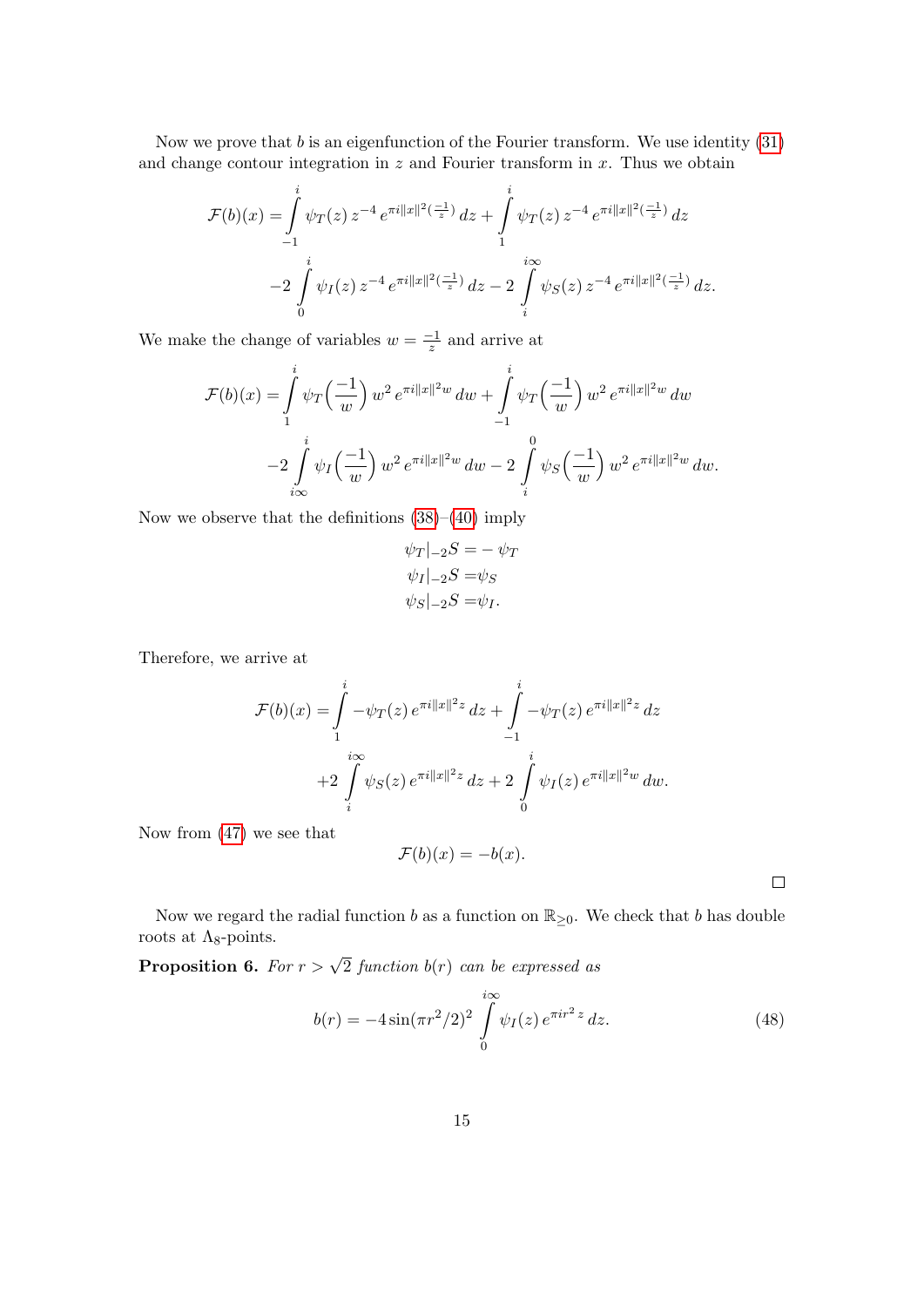Now we prove that $b$ is an eigenfunction of the Fourier transform. We use identity (31) and change contour integration in $z$ and Fourier transform in $x$. Thus we obtain

$$\mathcal{F}(b)(x) = \int_{-1}^{i} \psi_T(z)\, z^{-4}\, e^{\pi i \|x\|^2 (\frac{-1}{z})}\, dz + \int_{1}^{i} \psi_T(z)\, z^{-4}\, e^{\pi i \|x\|^2 (\frac{-1}{z})}\, dz$$
$$-2\int_{0}^{i} \psi_I(z)\, z^{-4}\, e^{\pi i \|x\|^2 (\frac{-1}{z})}\, dz - 2\int_{i}^{i\infty} \psi_S(z)\, z^{-4}\, e^{\pi i \|x\|^2 (\frac{-1}{z})}\, dz.$$

We make the change of variables $w = \frac{-1}{z}$ and arrive at

$$\mathcal{F}(b)(x) = \int_{1}^{i} \psi_T\Big(\frac{-1}{w}\Big)\, w^2\, e^{\pi i \|x\|^2 w}\, dw + \int_{-1}^{i} \psi_T\Big(\frac{-1}{w}\Big)\, w^2\, e^{\pi i \|x\|^2 w}\, dw$$
$$-2\int_{i\infty}^{i} \psi_I\Big(\frac{-1}{w}\Big)\, w^2\, e^{\pi i \|x\|^2 w}\, dw - 2\int_{i}^{0} \psi_S\Big(\frac{-1}{w}\Big)\, w^2\, e^{\pi i \|x\|^2 w}\, dw.$$

Now we observe that the definitions (38)–(40) imply

$$\psi_T|_{-2}S = -\,\psi_T$$
$$\psi_I|_{-2}S = \psi_S$$
$$\psi_S|_{-2}S = \psi_I.$$

Therefore, we arrive at

$$\mathcal{F}(b)(x) = \int_{1}^{i} -\psi_T(z)\, e^{\pi i \|x\|^2 z}\, dz + \int_{-1}^{i} -\psi_T(z)\, e^{\pi i \|x\|^2 z}\, dz$$
$$+2\int_{i}^{i\infty} \psi_S(z)\, e^{\pi i \|x\|^2 z}\, dz + 2\int_{0}^{i} \psi_I(z)\, e^{\pi i \|x\|^2 w}\, dw.$$

Now from (47) we see that

$$\mathcal{F}(b)(x) = -b(x).$$

□

Now we regard the radial function $b$ as a function on $\mathbb{R}_{\geq 0}$. We check that $b$ has double roots at $\Lambda_8$-points.

**Proposition 6.** *For $r > \sqrt{2}$ function $b(r)$ can be expressed as*

$$b(r) = -4\sin(\pi r^2/2)^2 \int_{0}^{i\infty} \psi_I(z)\, e^{\pi i r^2 z}\, dz. \tag{48}$$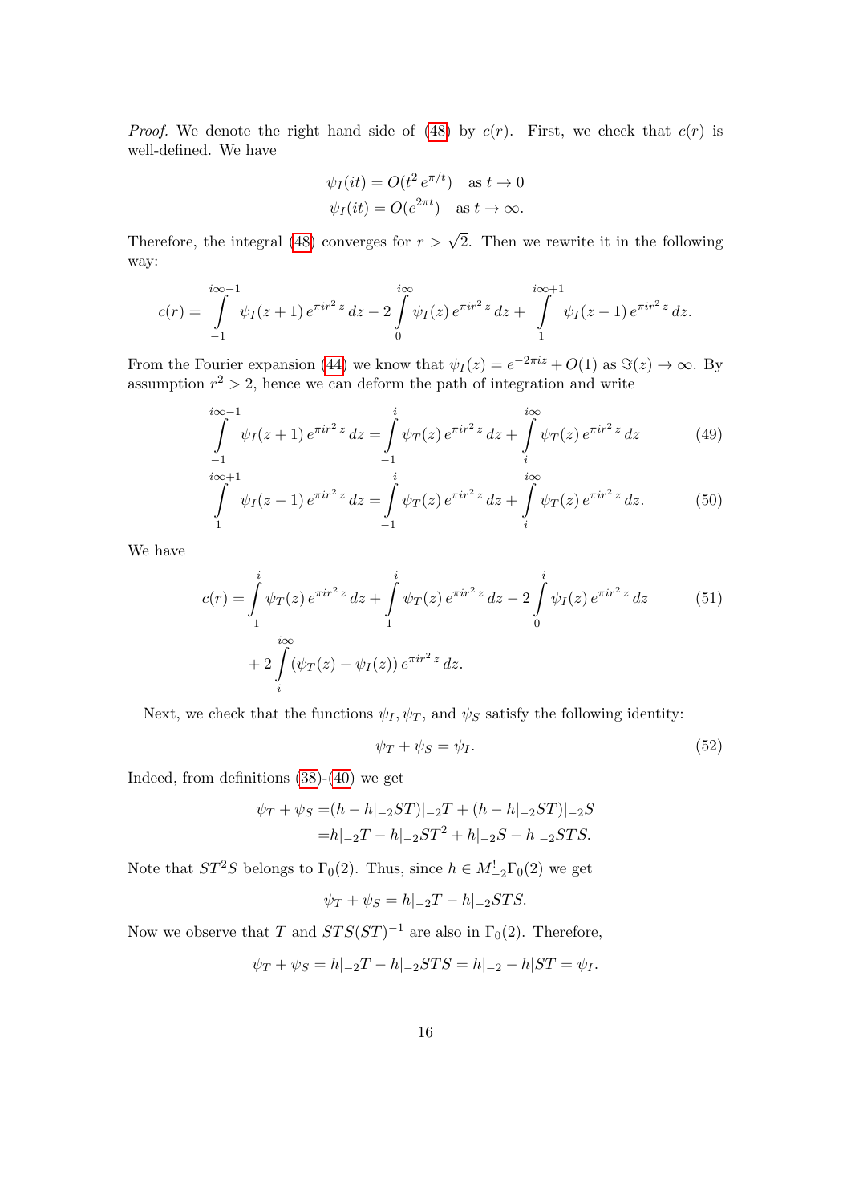*Proof.* We denote the right hand side of (48) by $c(r)$. First, we check that $c(r)$ is well-defined. We have

$$\psi_I(it) = O(t^2\, e^{\pi/t}) \quad \text{as } t \to 0$$
$$\psi_I(it) = O(e^{2\pi t}) \quad \text{as } t \to \infty.$$

Therefore, the integral (48) converges for $r > \sqrt{2}$. Then we rewrite it in the following way:

$$c(r) = \int_{-1}^{i\infty-1} \psi_I(z+1)\, e^{\pi i r^2 z}\, dz - 2\int_{0}^{i\infty} \psi_I(z)\, e^{\pi i r^2 z}\, dz + \int_{1}^{i\infty+1} \psi_I(z-1)\, e^{\pi i r^2 z}\, dz.$$

From the Fourier expansion (44) we know that $\psi_I(z) = e^{-2\pi i z} + O(1)$ as $\Im(z) \to \infty$. By assumption $r^2 > 2$, hence we can deform the path of integration and write

$$\int_{-1}^{i\infty-1} \psi_I(z+1)\, e^{\pi i r^2 z}\, dz = \int_{-1}^{i} \psi_T(z)\, e^{\pi i r^2 z}\, dz + \int_{i}^{i\infty} \psi_T(z)\, e^{\pi i r^2 z}\, dz \tag{49}$$

$$\int_{1}^{i\infty+1} \psi_I(z-1)\, e^{\pi i r^2 z}\, dz = \int_{-1}^{i} \psi_T(z)\, e^{\pi i r^2 z}\, dz + \int_{i}^{i\infty} \psi_T(z)\, e^{\pi i r^2 z}\, dz. \tag{50}$$

We have

$$c(r) = \int_{-1}^{i} \psi_T(z)\, e^{\pi i r^2 z}\, dz + \int_{1}^{i} \psi_T(z)\, e^{\pi i r^2 z}\, dz - 2\int_{0}^{i} \psi_I(z)\, e^{\pi i r^2 z}\, dz \tag{51}$$
$$+ 2\int_{i}^{i\infty} (\psi_T(z) - \psi_I(z))\, e^{\pi i r^2 z}\, dz.$$

Next, we check that the functions $\psi_I, \psi_T$, and $\psi_S$ satisfy the following identity:

$$\psi_T + \psi_S = \psi_I. \tag{52}$$

Indeed, from definitions (38)-(40) we get

$$\begin{aligned}\psi_T + \psi_S =& (h - h|_{-2}ST)|_{-2}T + (h - h|_{-2}ST)|_{-2}S \\ =& h|_{-2}T - h|_{-2}ST^2 + h|_{-2}S - h|_{-2}STS.\end{aligned}$$

Note that $ST^2S$ belongs to $\Gamma_0(2)$. Thus, since $h \in M^!_{-2}\Gamma_0(2)$ we get

$$\psi_T + \psi_S = h|_{-2}T - h|_{-2}STS.$$

Now we observe that $T$ and $STS(ST)^{-1}$ are also in $\Gamma_0(2)$. Therefore,

$$\psi_T + \psi_S = h|_{-2}T - h|_{-2}STS = h|_{-2} - h|ST = \psi_I.$$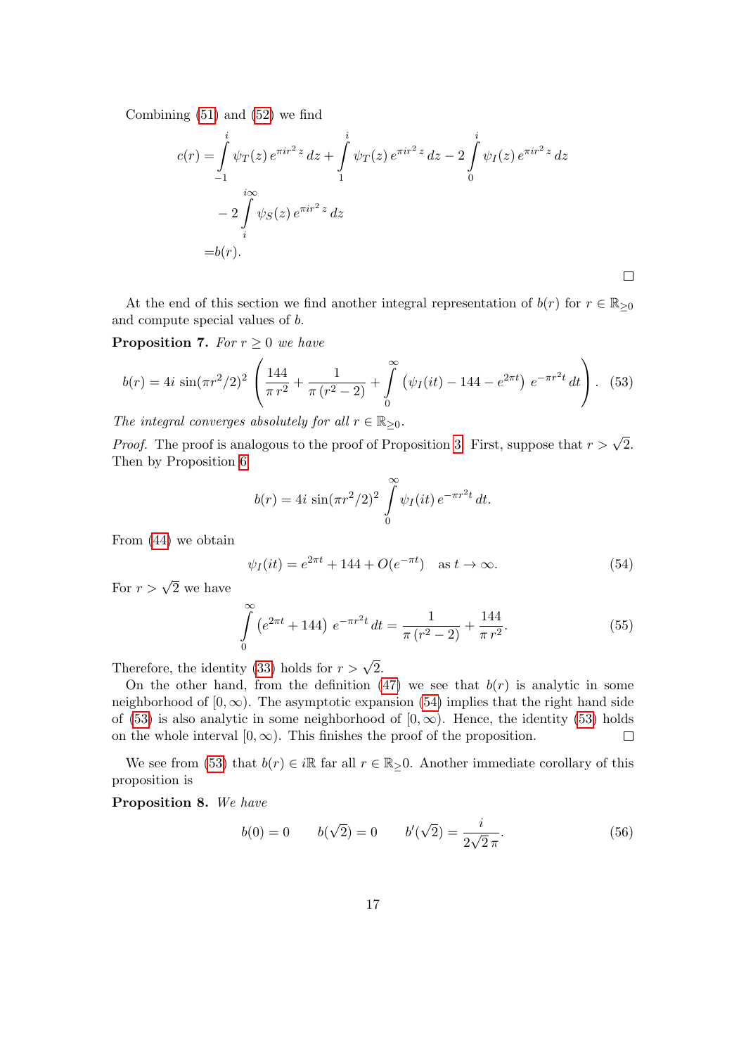Combining (51) and (52) we find

$$
\begin{aligned}
c(r) = & \int_{-1}^{i} \psi_T(z)\, e^{\pi i r^2 z}\, dz + \int_{1}^{i} \psi_T(z)\, e^{\pi i r^2 z}\, dz - 2\int_{0}^{i} \psi_I(z)\, e^{\pi i r^2 z}\, dz \\
& - 2\int_{i}^{i\infty} \psi_S(z)\, e^{\pi i r^2 z}\, dz \\
= & b(r).
\end{aligned}
$$

□

At the end of this section we find another integral representation of $b(r)$ for $r \in \mathbb{R}_{\geq 0}$ and compute special values of $b$.

**Proposition 7.** *For $r \geq 0$ we have*

$$
b(r) = 4i\, \sin(\pi r^2/2)^2 \left( \frac{144}{\pi\, r^2} + \frac{1}{\pi\, (r^2-2)} + \int_0^\infty \left(\psi_I(it) - 144 - e^{2\pi t}\right)\, e^{-\pi r^2 t}\, dt \right). \quad (53)
$$

*The integral converges absolutely for all $r \in \mathbb{R}_{\geq 0}$.*

*Proof.* The proof is analogous to the proof of Proposition 3. First, suppose that $r > \sqrt{2}$. Then by Proposition 6

$$
b(r) = 4i\, \sin(\pi r^2/2)^2 \int_0^\infty \psi_I(it)\, e^{-\pi r^2 t}\, dt.
$$

From (44) we obtain

$$
\psi_I(it) = e^{2\pi t} + 144 + O(e^{-\pi t}) \quad \text{as } t \to \infty. \quad (54)
$$

For $r > \sqrt{2}$ we have

$$
\int_0^\infty \left(e^{2\pi t} + 144\right)\, e^{-\pi r^2 t}\, dt = \frac{1}{\pi\, (r^2-2)} + \frac{144}{\pi\, r^2}. \quad (55)
$$

Therefore, the identity (33) holds for $r > \sqrt{2}$.

On the other hand, from the definition (47) we see that $b(r)$ is analytic in some neighborhood of $[0, \infty)$. The asymptotic expansion (54) implies that the right hand side of (53) is also analytic in some neighborhood of $[0, \infty)$. Hence, the identity (53) holds on the whole interval $[0, \infty)$. This finishes the proof of the proposition. □

We see from (53) that $b(r) \in i\mathbb{R}$ far all $r \in \mathbb{R}_{\geq} 0$. Another immediate corollary of this proposition is

**Proposition 8.** *We have*

$$
b(0) = 0 \qquad b(\sqrt{2}) = 0 \qquad b'(\sqrt{2}) = \frac{i}{2\sqrt{2}\,\pi}. \quad (56)
$$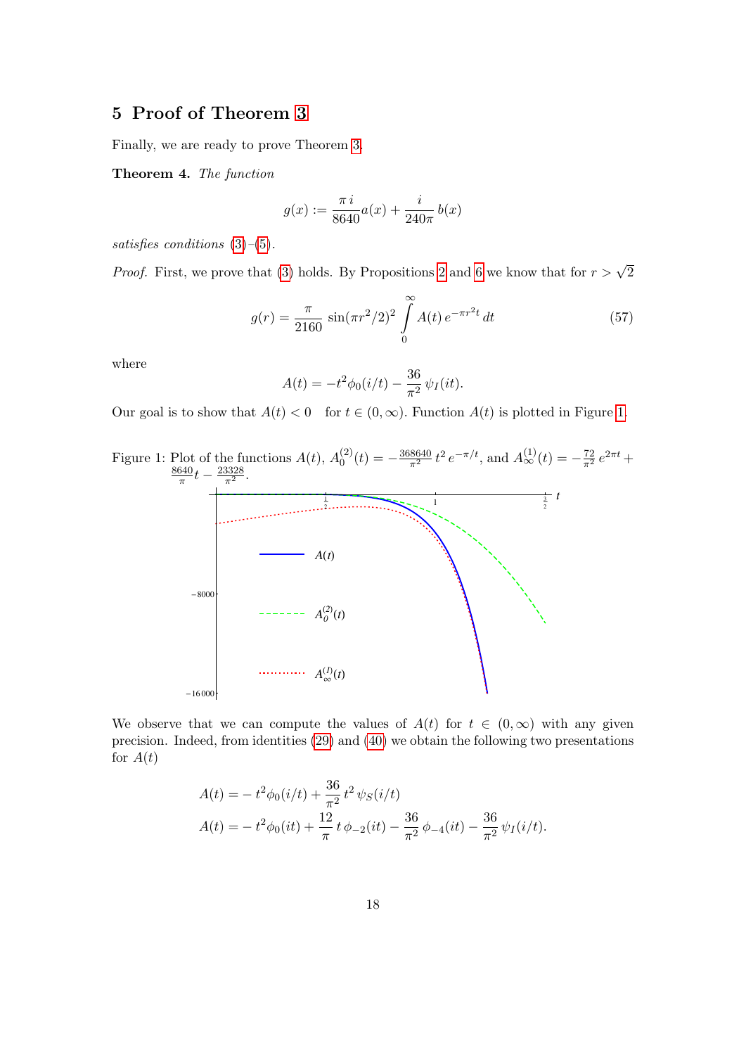## 5 Proof of Theorem 3

Finally, we are ready to prove Theorem 3.

**Theorem 4.** *The function*

$$g(x) := \frac{\pi\, i}{8640} a(x) + \frac{i}{240\pi}\, b(x)$$

*satisfies conditions* (3)–(5).

*Proof.* First, we prove that (3) holds. By Propositions 2 and 6 we know that for $r > \sqrt{2}$

$$g(r) = \frac{\pi}{2160}\, \sin(\pi r^2/2)^2 \int_0^\infty A(t)\, e^{-\pi r^2 t}\, dt \tag{57}$$

where

$$A(t) = -t^2 \phi_0(i/t) - \frac{36}{\pi^2}\, \psi_I(it).$$

Our goal is to show that $A(t) < 0 \quad$ for $t \in (0, \infty)$. Function $A(t)$ is plotted in Figure 1.

Figure 1: Plot of the functions $A(t)$, $A_0^{(2)}(t) = -\frac{368640}{\pi^2}\, t^2\, e^{-\pi/t}$, and $A_\infty^{(1)}(t) = -\frac{72}{\pi^2}\, e^{2\pi t} + \frac{8640}{\pi} t - \frac{23328}{\pi^2}$.

We observe that we can compute the values of $A(t)$ for $t \in (0, \infty)$ with any given precision. Indeed, from identities (29) and (40) we obtain the following two presentations for $A(t)$

$$A(t) = -\, t^2 \phi_0(i/t) + \frac{36}{\pi^2}\, t^2\, \psi_S(i/t)$$

$$A(t) = -\, t^2 \phi_0(it) + \frac{12}{\pi}\, t\, \phi_{-2}(it) - \frac{36}{\pi^2}\, \phi_{-4}(it) - \frac{36}{\pi^2}\, \psi_I(i/t).$$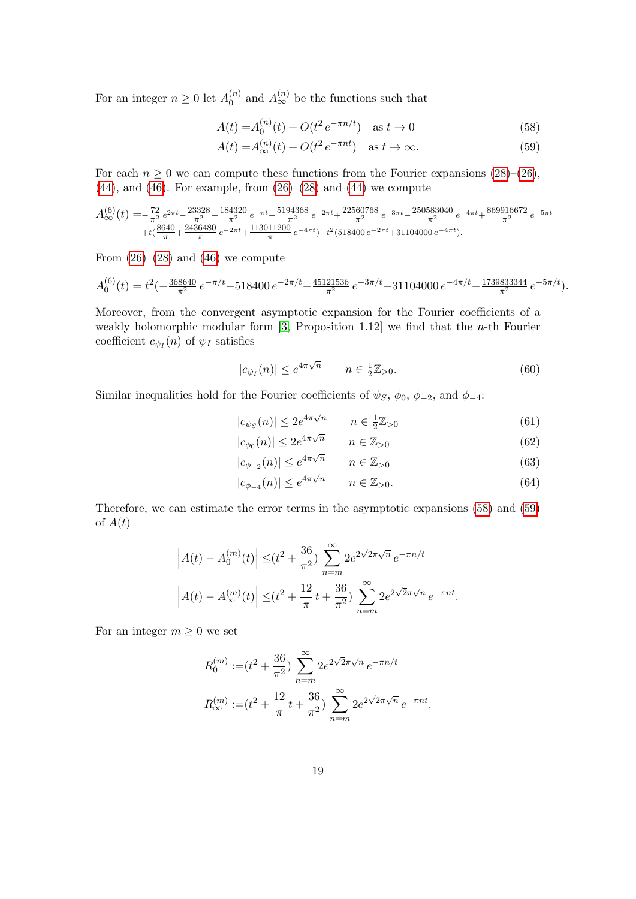For an integer $n \geq 0$ let $A_0^{(n)}$ and $A_\infty^{(n)}$ be the functions such that

$$A(t) = A_0^{(n)}(t) + O(t^2 \, e^{-\pi n/t}) \quad \text{as } t \to 0 \tag{58}$$

$$A(t) = A_\infty^{(n)}(t) + O(t^2 \, e^{-\pi n t}) \quad \text{as } t \to \infty. \tag{59}$$

For each $n \geq 0$ we can compute these functions from the Fourier expansions (28)–(26), (44), and (46). For example, from (26)–(28) and (44) we compute

$$A_\infty^{(6)}(t) = -\tfrac{72}{\pi^2} \, e^{2\pi t} - \tfrac{23328}{\pi^2} + \tfrac{184320}{\pi^2} \, e^{-\pi t} - \tfrac{5194368}{\pi^2} \, e^{-2\pi t} + \tfrac{22560768}{\pi^2} \, e^{-3\pi t} - \tfrac{250583040}{\pi^2} \, e^{-4\pi t} + \tfrac{869916672}{\pi^2} \, e^{-5\pi t}$$
$$+ t(\tfrac{8640}{\pi} + \tfrac{2436480}{\pi} \, e^{-2\pi t} + \tfrac{113011200}{\pi} \, e^{-4\pi t}) - t^2(518400 \, e^{-2\pi t} + 31104000 \, e^{-4\pi t}).$$

From (26)–(28) and (46) we compute

$$A_0^{(6)}(t) = t^2(-\tfrac{368640}{\pi^2} \, e^{-\pi/t} - 518400 \, e^{-2\pi/t} - \tfrac{45121536}{\pi^2} \, e^{-3\pi/t} - 31104000 \, e^{-4\pi/t} - \tfrac{1739833344}{\pi^2} \, e^{-5\pi/t}).$$

Moreover, from the convergent asymptotic expansion for the Fourier coefficients of a weakly holomorphic modular form [3, Proposition 1.12] we find that the $n$-th Fourier coefficient $c_{\psi_I}(n)$ of $\psi_I$ satisfies

$$|c_{\psi_I}(n)| \leq e^{4\pi\sqrt{n}} \qquad n \in \tfrac{1}{2}\mathbb{Z}_{>0}. \tag{60}$$

Similar inequalities hold for the Fourier coefficients of $\psi_S$, $\phi_0$, $\phi_{-2}$, and $\phi_{-4}$:

$$|c_{\psi_S}(n)| \leq 2e^{4\pi\sqrt{n}} \qquad n \in \tfrac{1}{2}\mathbb{Z}_{>0} \tag{61}$$

$$|c_{\phi_0}(n)| \leq 2e^{4\pi\sqrt{n}} \qquad n \in \mathbb{Z}_{>0} \tag{62}$$

$$|c_{\phi_{-2}}(n)| \leq e^{4\pi\sqrt{n}} \qquad n \in \mathbb{Z}_{>0} \tag{63}$$

$$|c_{\phi_{-4}}(n)| \leq e^{4\pi\sqrt{n}} \qquad n \in \mathbb{Z}_{>0}. \tag{64}$$

Therefore, we can estimate the error terms in the asymptotic expansions (58) and (59) of $A(t)$

$$\left|A(t) - A_0^{(m)}(t)\right| \leq (t^2 + \frac{36}{\pi^2}) \sum_{n=m}^{\infty} 2e^{2\sqrt{2}\pi\sqrt{n}} \, e^{-\pi n/t}$$

$$\left|A(t) - A_\infty^{(m)}(t)\right| \leq (t^2 + \frac{12}{\pi} \, t + \frac{36}{\pi^2}) \sum_{n=m}^{\infty} 2e^{2\sqrt{2}\pi\sqrt{n}} \, e^{-\pi n t}.$$

For an integer $m \geq 0$ we set

$$R_0^{(m)} := (t^2 + \frac{36}{\pi^2}) \sum_{n=m}^{\infty} 2e^{2\sqrt{2}\pi\sqrt{n}} \, e^{-\pi n/t}$$

$$R_\infty^{(m)} := (t^2 + \frac{12}{\pi} \, t + \frac{36}{\pi^2}) \sum_{n=m}^{\infty} 2e^{2\sqrt{2}\pi\sqrt{n}} \, e^{-\pi n t}.$$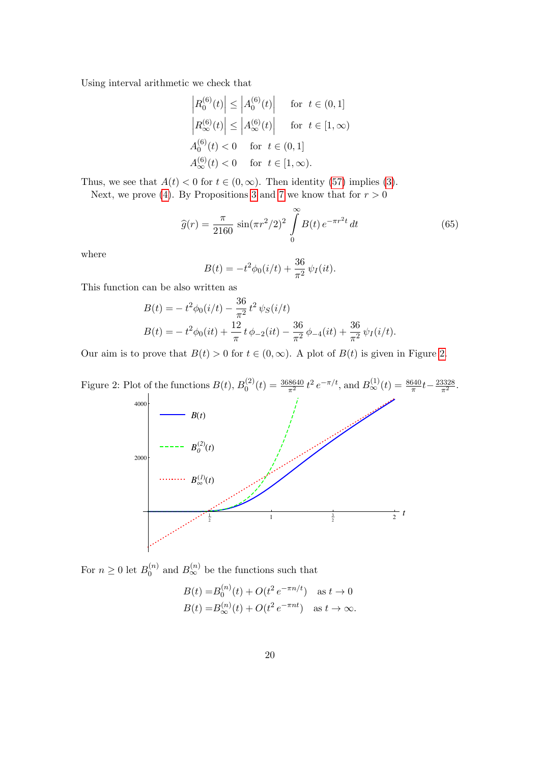Using interval arithmetic we check that

$$\begin{aligned}
&\left|R_0^{(6)}(t)\right| \leq \left|A_0^{(6)}(t)\right| \quad \text{ for } \ t\in(0,1]\\
&\left|R_\infty^{(6)}(t)\right| \leq \left|A_\infty^{(6)}(t)\right| \quad \text{ for } \ t\in[1,\infty)\\
&A_0^{(6)}(t)<0 \quad \text{ for } \ t\in(0,1]\\
&A_\infty^{(6)}(t)<0 \quad \text{ for } \ t\in[1,\infty).
\end{aligned}$$

Thus, we see that $A(t)<0$ for $t\in(0,\infty)$. Then identity (57) implies (3).

Next, we prove (4). By Propositions 3 and 7 we know that for $r>0$

$$\widehat{g}(r)=\frac{\pi}{2160}\,\sin(\pi r^2/2)^2\int\limits_0^\infty B(t)\,e^{-\pi r^2 t}\,dt \tag{65}$$

where

$$B(t)=-t^2\phi_0(i/t)+\frac{36}{\pi^2}\,\psi_I(it).$$

This function can be also written as

$$\begin{aligned}
B(t)=&-t^2\phi_0(i/t)-\frac{36}{\pi^2}\,t^2\,\psi_S(i/t)\\
B(t)=&-t^2\phi_0(it)+\frac{12}{\pi}\,t\,\phi_{-2}(it)-\frac{36}{\pi^2}\,\phi_{-4}(it)+\frac{36}{\pi^2}\,\psi_I(i/t).
\end{aligned}$$

Our aim is to prove that $B(t)>0$ for $t\in(0,\infty)$. A plot of $B(t)$ is given in Figure 2.

Figure 2: Plot of the functions $B(t)$, $B_0^{(2)}(t)=\frac{368640}{\pi^2}\,t^2\,e^{-\pi/t}$, and $B_\infty^{(1)}(t)=\frac{8640}{\pi}t-\frac{23328}{\pi^2}$.

For $n\geq 0$ let $B_0^{(n)}$ and $B_\infty^{(n)}$ be the functions such that

$$\begin{aligned}
B(t)=&B_0^{(n)}(t)+O(t^2\,e^{-\pi n/t}) \quad \text{as } t\to 0\\
B(t)=&B_\infty^{(n)}(t)+O(t^2\,e^{-\pi n t}) \quad \text{as } t\to\infty.
\end{aligned}$$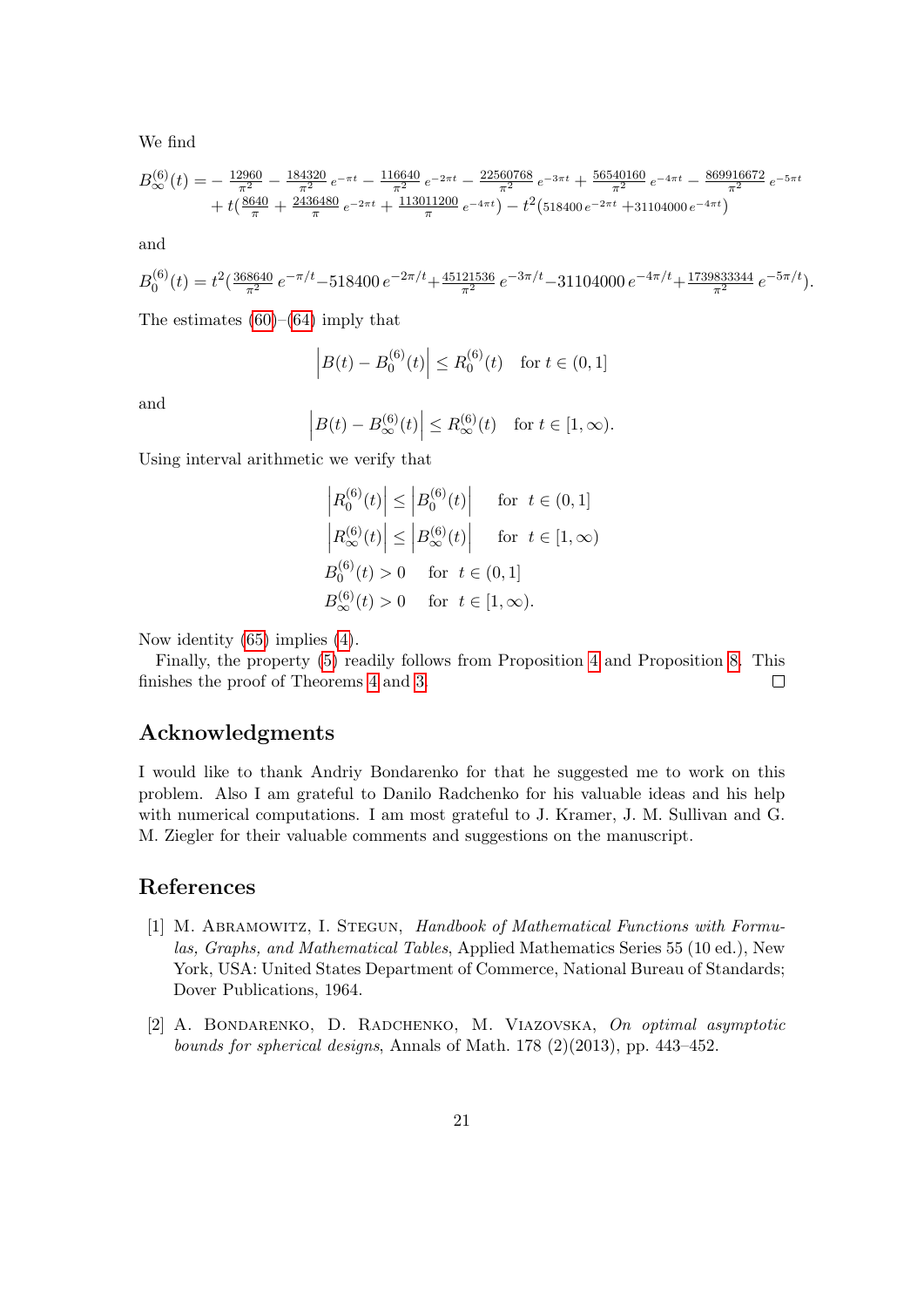We find

$$B^{(6)}_\infty(t) = -\tfrac{12960}{\pi^2} - \tfrac{184320}{\pi^2}\,e^{-\pi t} - \tfrac{116640}{\pi^2}\,e^{-2\pi t} - \tfrac{22560768}{\pi^2}\,e^{-3\pi t} + \tfrac{56540160}{\pi^2}\,e^{-4\pi t} - \tfrac{869916672}{\pi^2}\,e^{-5\pi t}$$
$$+\,t\big(\tfrac{8640}{\pi} + \tfrac{2436480}{\pi}\,e^{-2\pi t} + \tfrac{113011200}{\pi}\,e^{-4\pi t}\big) - t^2\big(518400\,e^{-2\pi t} + 31104000\,e^{-4\pi t}\big)$$

and

$$B^{(6)}_0(t) = t^2\big(\tfrac{368640}{\pi^2}\,e^{-\pi/t} - 518400\,e^{-2\pi/t} + \tfrac{45121536}{\pi^2}\,e^{-3\pi/t} - 31104000\,e^{-4\pi/t} + \tfrac{1739833344}{\pi^2}\,e^{-5\pi/t}\big).$$

The estimates (60)–(64) imply that

$$\left|B(t) - B^{(6)}_0(t)\right| \le R^{(6)}_0(t) \quad \text{for } t \in (0,1]$$

and

$$\left|B(t) - B^{(6)}_\infty(t)\right| \le R^{(6)}_\infty(t) \quad \text{for } t \in [1,\infty).$$

Using interval arithmetic we verify that

$$\begin{aligned}
&\left|R^{(6)}_0(t)\right| \le \left|B^{(6)}_0(t)\right| && \text{for } \ t \in (0,1]\\
&\left|R^{(6)}_\infty(t)\right| \le \left|B^{(6)}_\infty(t)\right| && \text{for } \ t \in [1,\infty)\\
&B^{(6)}_0(t) > 0 && \text{for } \ t \in (0,1]\\
&B^{(6)}_\infty(t) > 0 && \text{for } \ t \in [1,\infty).
\end{aligned}$$

Now identity (65) implies (4).

Finally, the property (5) readily follows from Proposition 4 and Proposition 8. This finishes the proof of Theorems 4 and 3. □

## Acknowledgments

I would like to thank Andriy Bondarenko for that he suggested me to work on this problem. Also I am grateful to Danilo Radchenko for his valuable ideas and his help with numerical computations. I am most grateful to J. Kramer, J. M. Sullivan and G. M. Ziegler for their valuable comments and suggestions on the manuscript.

## References

[1] M. Abramowitz, I. Stegun, *Handbook of Mathematical Functions with Formulas, Graphs, and Mathematical Tables*, Applied Mathematics Series 55 (10 ed.), New York, USA: United States Department of Commerce, National Bureau of Standards; Dover Publications, 1964.

[2] A. Bondarenko, D. Radchenko, M. Viazovska, *On optimal asymptotic bounds for spherical designs*, Annals of Math. 178 (2)(2013), pp. 443–452.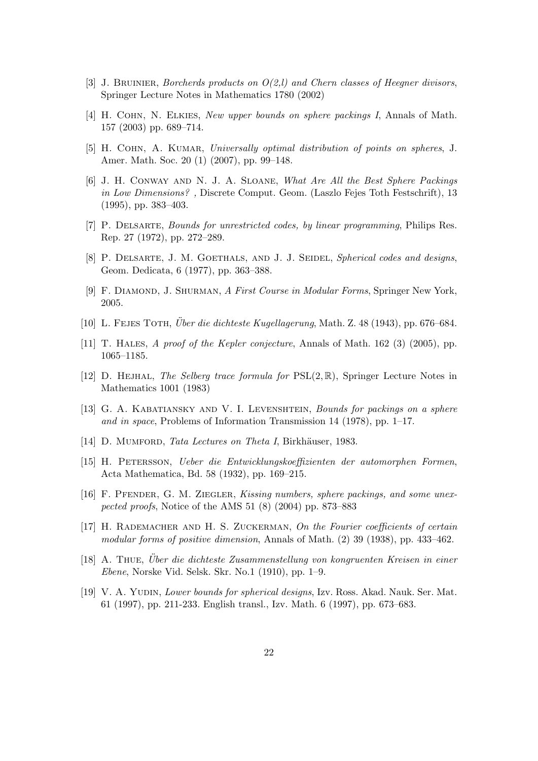[3] J. Bruinier, *Borcherds products on O(2,l) and Chern classes of Heegner divisors*, Springer Lecture Notes in Mathematics 1780 (2002)

[4] H. Cohn, N. Elkies, *New upper bounds on sphere packings I*, Annals of Math. 157 (2003) pp. 689–714.

[5] H. Cohn, A. Kumar, *Universally optimal distribution of points on spheres*, J. Amer. Math. Soc. 20 (1) (2007), pp. 99–148.

[6] J. H. Conway and N. J. A. Sloane, *What Are All the Best Sphere Packings in Low Dimensions? ,* Discrete Comput. Geom. (Laszlo Fejes Toth Festschrift), 13 (1995), pp. 383–403.

[7] P. Delsarte, *Bounds for unrestricted codes, by linear programming*, Philips Res. Rep. 27 (1972), pp. 272–289.

[8] P. Delsarte, J. M. Goethals, and J. J. Seidel, *Spherical codes and designs*, Geom. Dedicata, 6 (1977), pp. 363–388.

[9] F. Diamond, J. Shurman, *A First Course in Modular Forms*, Springer New York, 2005.

[10] L. Fejes Toth, *Über die dichteste Kugellagerung*, Math. Z. 48 (1943), pp. 676–684.

[11] T. Hales, *A proof of the Kepler conjecture*, Annals of Math. 162 (3) (2005), pp. 1065–1185.

[12] D. Hejhal, *The Selberg trace formula for* $\mathrm{PSL}(2,\mathbb{R})$, Springer Lecture Notes in Mathematics 1001 (1983)

[13] G. A. Kabatiansky and V. I. Levenshtein, *Bounds for packings on a sphere and in space*, Problems of Information Transmission 14 (1978), pp. 1–17.

[14] D. Mumford, *Tata Lectures on Theta I*, Birkhäuser, 1983.

[15] H. Petersson, *Ueber die Entwicklungskoeffizienten der automorphen Formen*, Acta Mathematica, Bd. 58 (1932), pp. 169–215.

[16] F. Pfender, G. M. Ziegler, *Kissing numbers, sphere packings, and some unexpected proofs*, Notice of the AMS 51 (8) (2004) pp. 873–883

[17] H. Rademacher and H. S. Zuckerman, *On the Fourier coefficients of certain modular forms of positive dimension*, Annals of Math. (2) 39 (1938), pp. 433–462.

[18] A. Thue, *Über die dichteste Zusammenstellung von kongruenten Kreisen in einer Ebene*, Norske Vid. Selsk. Skr. No.1 (1910), pp. 1–9.

[19] V. A. Yudin, *Lower bounds for spherical designs*, Izv. Ross. Akad. Nauk. Ser. Mat. 61 (1997), pp. 211-233. English transl., Izv. Math. 6 (1997), pp. 673–683.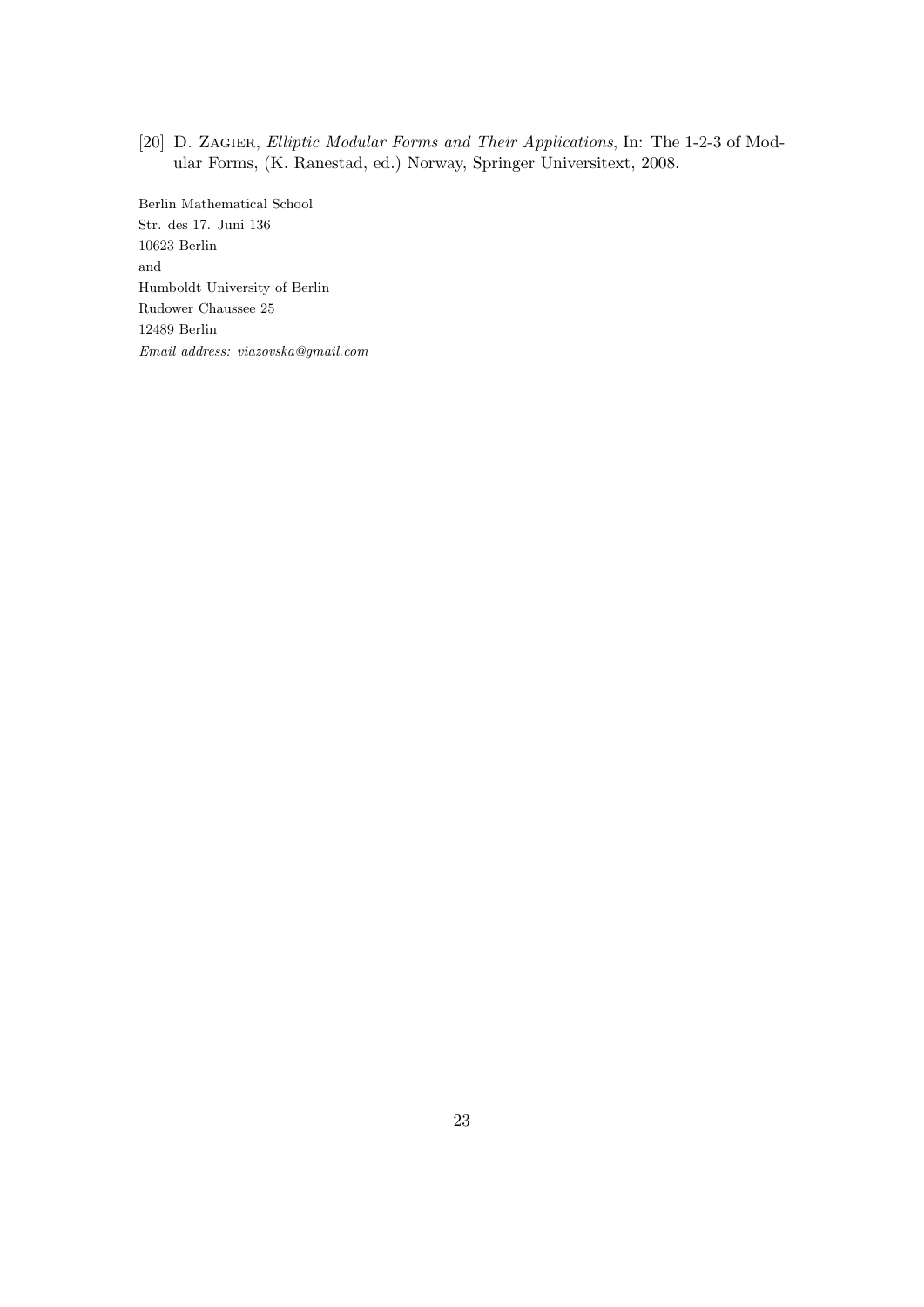[20] D. Zagier, *Elliptic Modular Forms and Their Applications*, In: The 1-2-3 of Modular Forms, (K. Ranestad, ed.) Norway, Springer Universitext, 2008.

Berlin Mathematical School
Str. des 17. Juni 136
10623 Berlin
and
Humboldt University of Berlin
Rudower Chaussee 25
12489 Berlin
*Email address: viazovska@gmail.com*